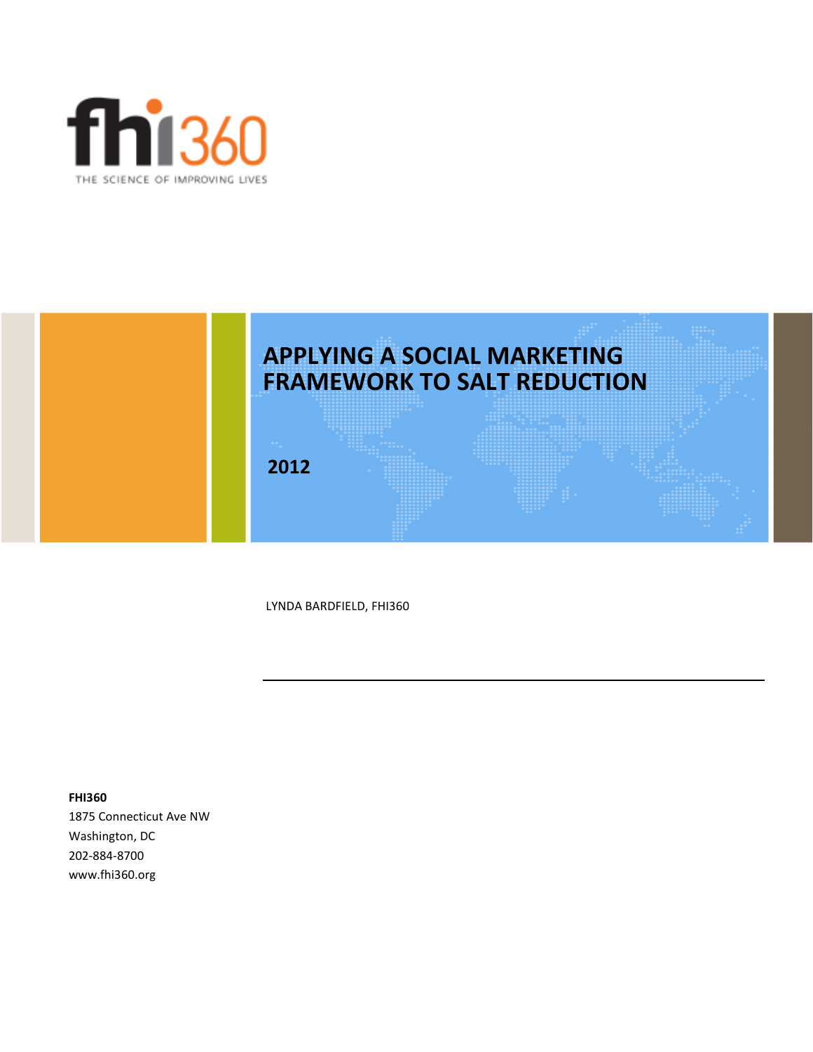fhi360

THE SCIENCE OF IMPROVING LIVES

# APPLYING A SOCIAL MARKETING FRAMEWORK TO SALT REDUCTION

**2012**

LYNDA BARDFIELD, FHI360

**FHI360**
1875 Connecticut Ave NW
Washington, DC
202-884-8700
www.fhi360.org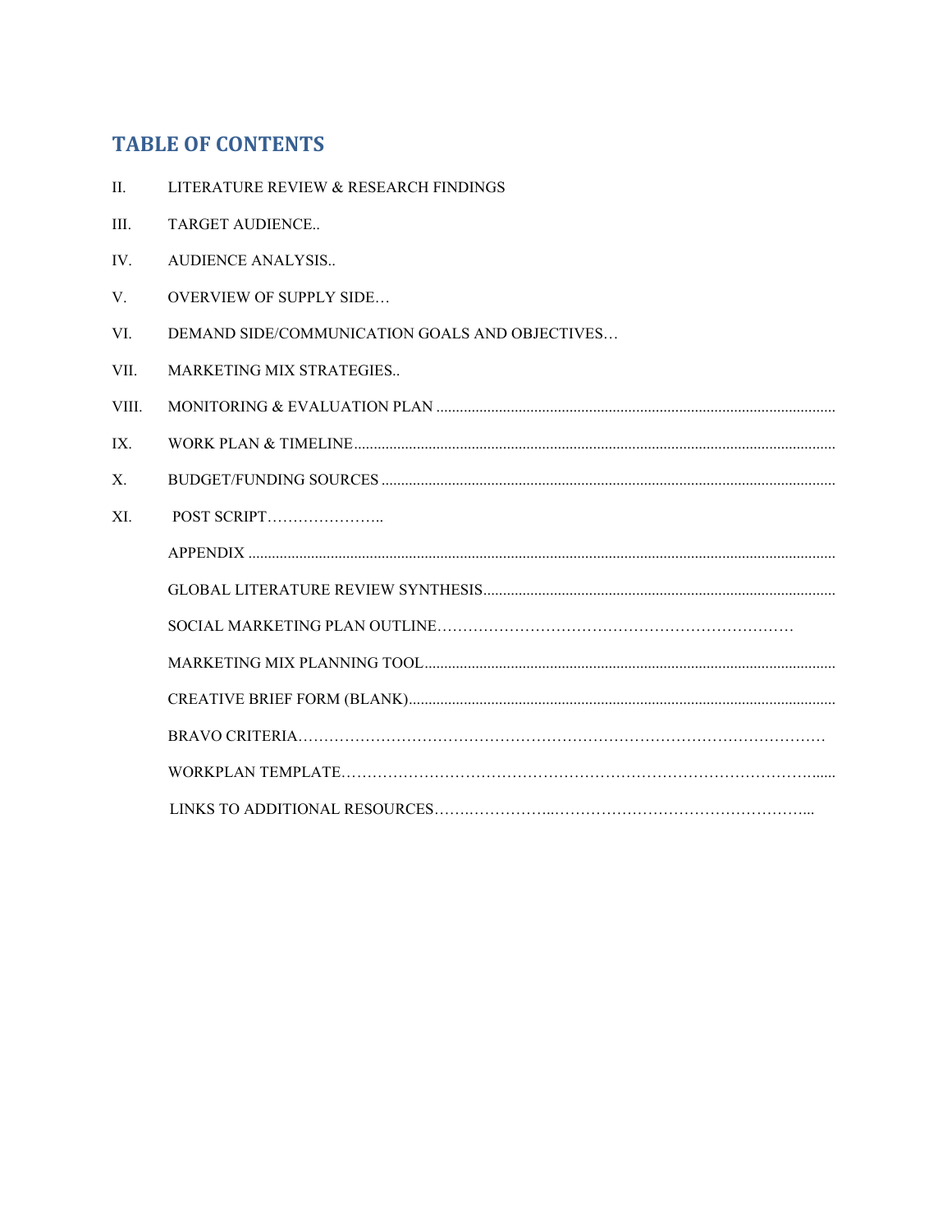## TABLE OF CONTENTS

II. LITERATURE REVIEW & RESEARCH FINDINGS

III. TARGET AUDIENCE..

IV. AUDIENCE ANALYSIS..

V. OVERVIEW OF SUPPLY SIDE…

VI. DEMAND SIDE/COMMUNICATION GOALS AND OBJECTIVES…

VII. MARKETING MIX STRATEGIES..

VIII. MONITORING & EVALUATION PLAN ....................................................................................................

IX. WORK PLAN & TIMELINE..........................................................................................................................

X. BUDGET/FUNDING SOURCES ....................................................................................................................

XI. POST SCRIPT…………………..

APPENDIX ......................................................................................................................................................

GLOBAL LITERATURE REVIEW SYNTHESIS..........................................................................................

SOCIAL MARKETING PLAN OUTLINE…………………………………………………………

MARKETING MIX PLANNING TOOL.........................................................................................................

CREATIVE BRIEF FORM (BLANK).............................................................................................................

BRAVO CRITERIA………………………………………………………………………………….……….

WORKPLAN TEMPLATE………………………………………………………………………………......

LINKS TO ADDITIONAL RESOURCES…….………………..…………………………………………...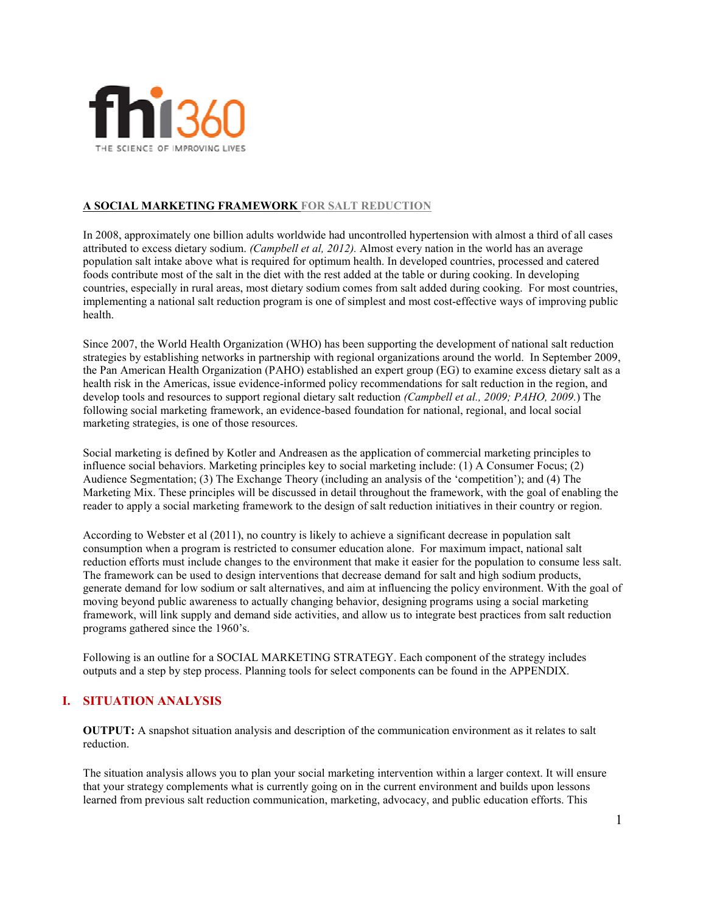fhi360

THE SCIENCE OF IMPROVING LIVES

## A SOCIAL MARKETING FRAMEWORK FOR SALT REDUCTION

In 2008, approximately one billion adults worldwide had uncontrolled hypertension with almost a third of all cases attributed to excess dietary sodium. *(Campbell et al, 2012).* Almost every nation in the world has an average population salt intake above what is required for optimum health. In developed countries, processed and catered foods contribute most of the salt in the diet with the rest added at the table or during cooking. In developing countries, especially in rural areas, most dietary sodium comes from salt added during cooking. For most countries, implementing a national salt reduction program is one of simplest and most cost-effective ways of improving public health.

Since 2007, the World Health Organization (WHO) has been supporting the development of national salt reduction strategies by establishing networks in partnership with regional organizations around the world. In September 2009, the Pan American Health Organization (PAHO) established an expert group (EG) to examine excess dietary salt as a health risk in the Americas, issue evidence-informed policy recommendations for salt reduction in the region, and develop tools and resources to support regional dietary salt reduction *(Campbell et al., 2009; PAHO, 2009.)* The following social marketing framework, an evidence-based foundation for national, regional, and local social marketing strategies, is one of those resources.

Social marketing is defined by Kotler and Andreasen as the application of commercial marketing principles to influence social behaviors. Marketing principles key to social marketing include: (1) A Consumer Focus; (2) Audience Segmentation; (3) The Exchange Theory (including an analysis of the 'competition'); and (4) The Marketing Mix. These principles will be discussed in detail throughout the framework, with the goal of enabling the reader to apply a social marketing framework to the design of salt reduction initiatives in their country or region.

According to Webster et al (2011), no country is likely to achieve a significant decrease in population salt consumption when a program is restricted to consumer education alone. For maximum impact, national salt reduction efforts must include changes to the environment that make it easier for the population to consume less salt. The framework can be used to design interventions that decrease demand for salt and high sodium products, generate demand for low sodium or salt alternatives, and aim at influencing the policy environment. With the goal of moving beyond public awareness to actually changing behavior, designing programs using a social marketing framework, will link supply and demand side activities, and allow us to integrate best practices from salt reduction programs gathered since the 1960's.

Following is an outline for a SOCIAL MARKETING STRATEGY. Each component of the strategy includes outputs and a step by step process. Planning tools for select components can be found in the APPENDIX.

## I. SITUATION ANALYSIS

**OUTPUT:** A snapshot situation analysis and description of the communication environment as it relates to salt reduction.

The situation analysis allows you to plan your social marketing intervention within a larger context. It will ensure that your strategy complements what is currently going on in the current environment and builds upon lessons learned from previous salt reduction communication, marketing, advocacy, and public education efforts. This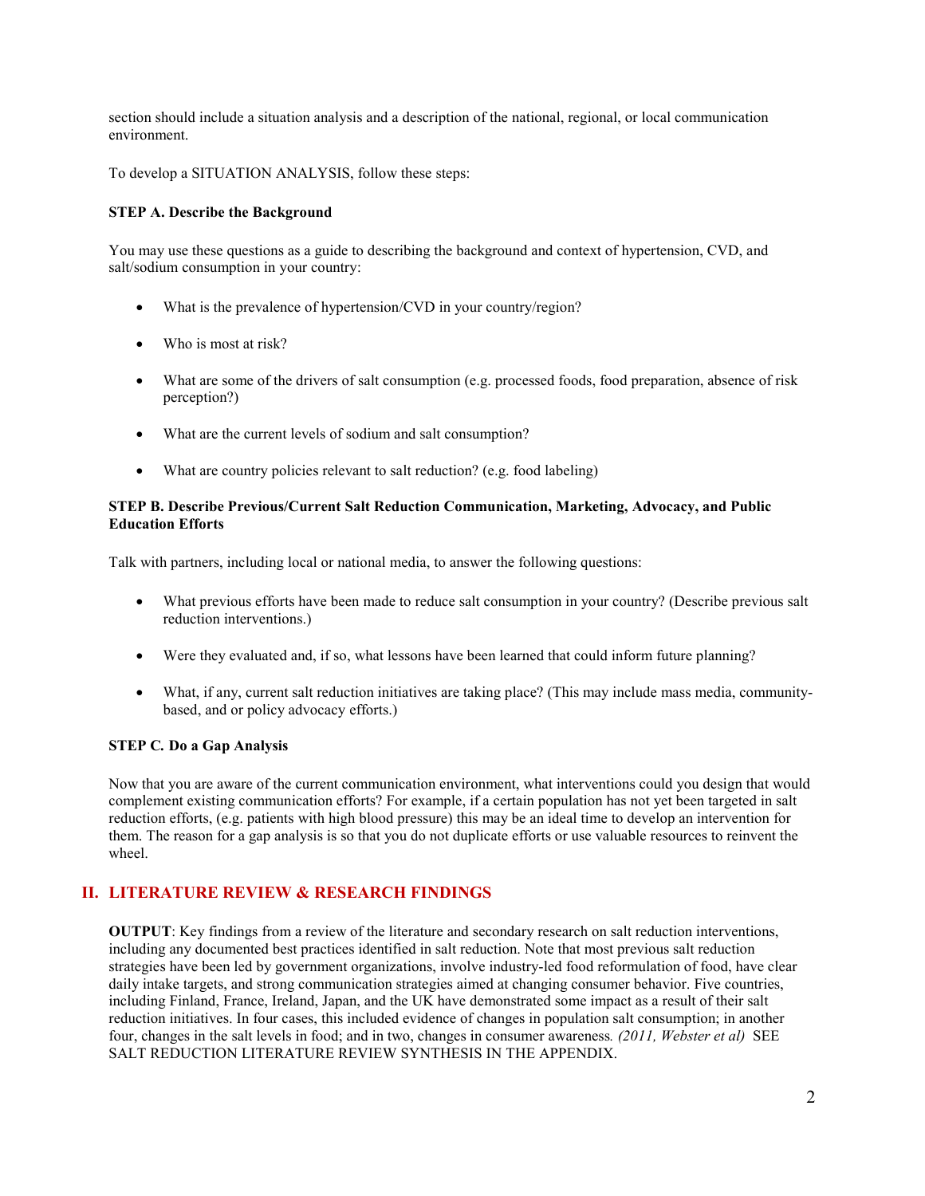section should include a situation analysis and a description of the national, regional, or local communication environment.

To develop a SITUATION ANALYSIS, follow these steps:

**STEP A. Describe the Background**

You may use these questions as a guide to describing the background and context of hypertension, CVD, and salt/sodium consumption in your country:

- What is the prevalence of hypertension/CVD in your country/region?
- Who is most at risk?
- What are some of the drivers of salt consumption (e.g. processed foods, food preparation, absence of risk perception?)
- What are the current levels of sodium and salt consumption?
- What are country policies relevant to salt reduction? (e.g. food labeling)

**STEP B. Describe Previous/Current Salt Reduction Communication, Marketing, Advocacy, and Public Education Efforts**

Talk with partners, including local or national media, to answer the following questions:

- What previous efforts have been made to reduce salt consumption in your country? (Describe previous salt reduction interventions.)
- Were they evaluated and, if so, what lessons have been learned that could inform future planning?
- What, if any, current salt reduction initiatives are taking place? (This may include mass media, community-based, and or policy advocacy efforts.)

**STEP C. Do a Gap Analysis**

Now that you are aware of the current communication environment, what interventions could you design that would complement existing communication efforts? For example, if a certain population has not yet been targeted in salt reduction efforts, (e.g. patients with high blood pressure) this may be an ideal time to develop an intervention for them. The reason for a gap analysis is so that you do not duplicate efforts or use valuable resources to reinvent the wheel.

## II. LITERATURE REVIEW & RESEARCH FINDINGS

**OUTPUT**: Key findings from a review of the literature and secondary research on salt reduction interventions, including any documented best practices identified in salt reduction. Note that most previous salt reduction strategies have been led by government organizations, involve industry-led food reformulation of food, have clear daily intake targets, and strong communication strategies aimed at changing consumer behavior. Five countries, including Finland, France, Ireland, Japan, and the UK have demonstrated some impact as a result of their salt reduction initiatives. In four cases, this included evidence of changes in population salt consumption; in another four, changes in the salt levels in food; and in two, changes in consumer awareness*. (2011, Webster et al)* SEE SALT REDUCTION LITERATURE REVIEW SYNTHESIS IN THE APPENDIX.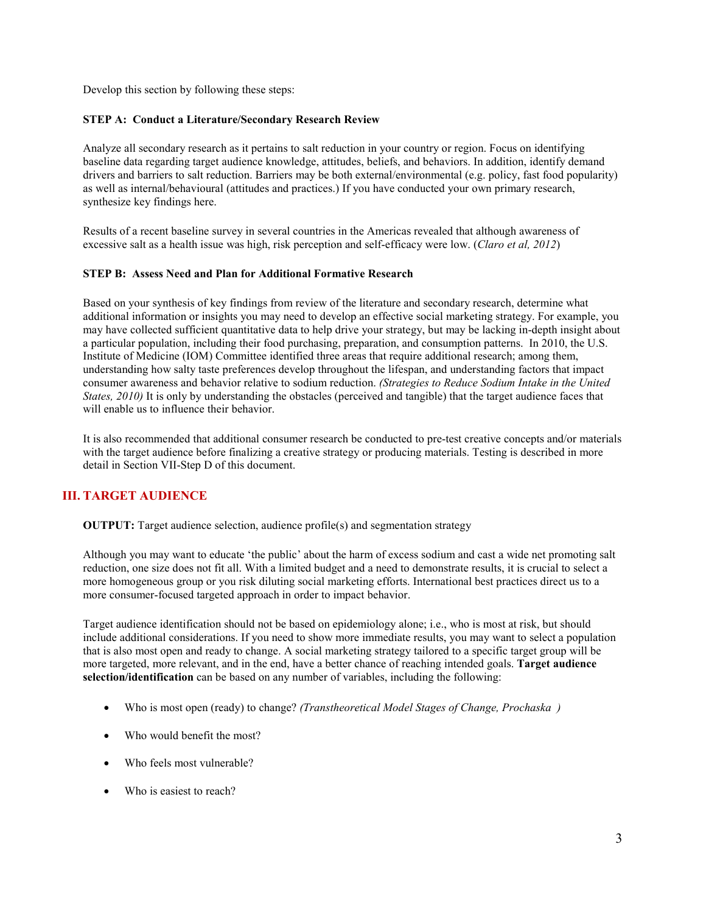Develop this section by following these steps:

**STEP A: Conduct a Literature/Secondary Research Review**

Analyze all secondary research as it pertains to salt reduction in your country or region. Focus on identifying baseline data regarding target audience knowledge, attitudes, beliefs, and behaviors. In addition, identify demand drivers and barriers to salt reduction. Barriers may be both external/environmental (e.g. policy, fast food popularity) as well as internal/behavioural (attitudes and practices.) If you have conducted your own primary research, synthesize key findings here.

Results of a recent baseline survey in several countries in the Americas revealed that although awareness of excessive salt as a health issue was high, risk perception and self-efficacy were low. (*Claro et al, 2012*)

**STEP B: Assess Need and Plan for Additional Formative Research**

Based on your synthesis of key findings from review of the literature and secondary research, determine what additional information or insights you may need to develop an effective social marketing strategy. For example, you may have collected sufficient quantitative data to help drive your strategy, but may be lacking in-depth insight about a particular population, including their food purchasing, preparation, and consumption patterns. In 2010, the U.S. Institute of Medicine (IOM) Committee identified three areas that require additional research; among them, understanding how salty taste preferences develop throughout the lifespan, and understanding factors that impact consumer awareness and behavior relative to sodium reduction. *(Strategies to Reduce Sodium Intake in the United States, 2010)* It is only by understanding the obstacles (perceived and tangible) that the target audience faces that will enable us to influence their behavior.

It is also recommended that additional consumer research be conducted to pre-test creative concepts and/or materials with the target audience before finalizing a creative strategy or producing materials. Testing is described in more detail in Section VII-Step D of this document.

## III. TARGET AUDIENCE

**OUTPUT:** Target audience selection, audience profile(s) and segmentation strategy

Although you may want to educate 'the public' about the harm of excess sodium and cast a wide net promoting salt reduction, one size does not fit all. With a limited budget and a need to demonstrate results, it is crucial to select a more homogeneous group or you risk diluting social marketing efforts. International best practices direct us to a more consumer-focused targeted approach in order to impact behavior.

Target audience identification should not be based on epidemiology alone; i.e., who is most at risk, but should include additional considerations. If you need to show more immediate results, you may want to select a population that is also most open and ready to change. A social marketing strategy tailored to a specific target group will be more targeted, more relevant, and in the end, have a better chance of reaching intended goals. **Target audience selection/identification** can be based on any number of variables, including the following:

- Who is most open (ready) to change? *(Transtheoretical Model Stages of Change, Prochaska )*
- Who would benefit the most?
- Who feels most vulnerable?
- Who is easiest to reach?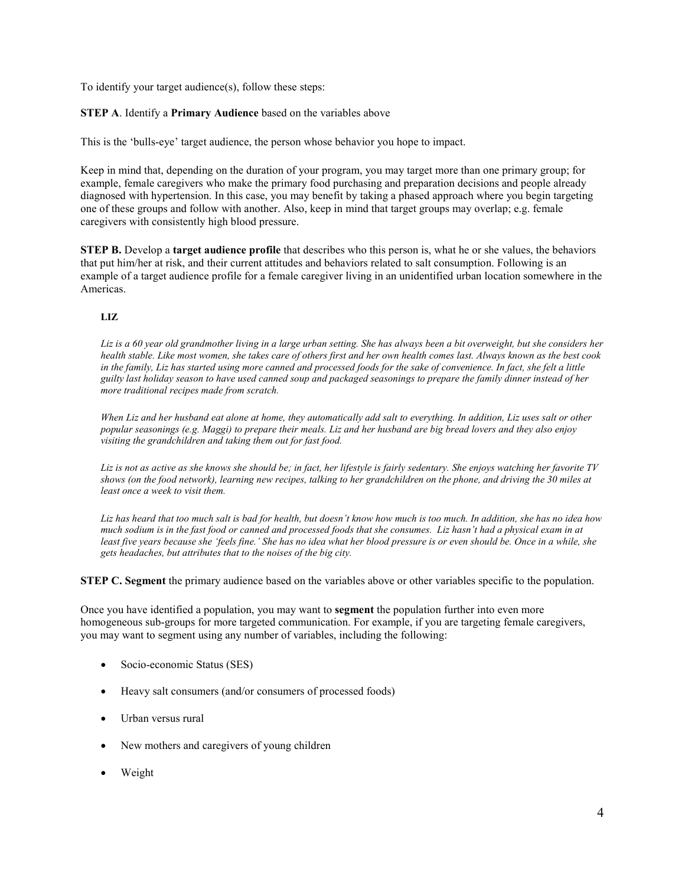To identify your target audience(s), follow these steps:

**STEP A**. Identify a **Primary Audience** based on the variables above

This is the 'bulls-eye' target audience, the person whose behavior you hope to impact.

Keep in mind that, depending on the duration of your program, you may target more than one primary group; for example, female caregivers who make the primary food purchasing and preparation decisions and people already diagnosed with hypertension. In this case, you may benefit by taking a phased approach where you begin targeting one of these groups and follow with another. Also, keep in mind that target groups may overlap; e.g. female caregivers with consistently high blood pressure.

**STEP B.** Develop a **target audience profile** that describes who this person is, what he or she values, the behaviors that put him/her at risk, and their current attitudes and behaviors related to salt consumption. Following is an example of a target audience profile for a female caregiver living in an unidentified urban location somewhere in the Americas.

**LIZ**

*Liz is a 60 year old grandmother living in a large urban setting. She has always been a bit overweight, but she considers her health stable. Like most women, she takes care of others first and her own health comes last. Always known as the best cook in the family, Liz has started using more canned and processed foods for the sake of convenience. In fact, she felt a little guilty last holiday season to have used canned soup and packaged seasonings to prepare the family dinner instead of her more traditional recipes made from scratch.*

*When Liz and her husband eat alone at home, they automatically add salt to everything. In addition, Liz uses salt or other popular seasonings (e.g. Maggi) to prepare their meals. Liz and her husband are big bread lovers and they also enjoy visiting the grandchildren and taking them out for fast food.*

*Liz is not as active as she knows she should be; in fact, her lifestyle is fairly sedentary. She enjoys watching her favorite TV shows (on the food network), learning new recipes, talking to her grandchildren on the phone, and driving the 30 miles at least once a week to visit them.*

*Liz has heard that too much salt is bad for health, but doesn't know how much is too much. In addition, she has no idea how much sodium is in the fast food or canned and processed foods that she consumes. Liz hasn't had a physical exam in at least five years because she 'feels fine.' She has no idea what her blood pressure is or even should be. Once in a while, she gets headaches, but attributes that to the noises of the big city.*

**STEP C. Segment** the primary audience based on the variables above or other variables specific to the population.

Once you have identified a population, you may want to **segment** the population further into even more homogeneous sub-groups for more targeted communication. For example, if you are targeting female caregivers, you may want to segment using any number of variables, including the following:

- Socio-economic Status (SES)
- Heavy salt consumers (and/or consumers of processed foods)
- Urban versus rural
- New mothers and caregivers of young children
- Weight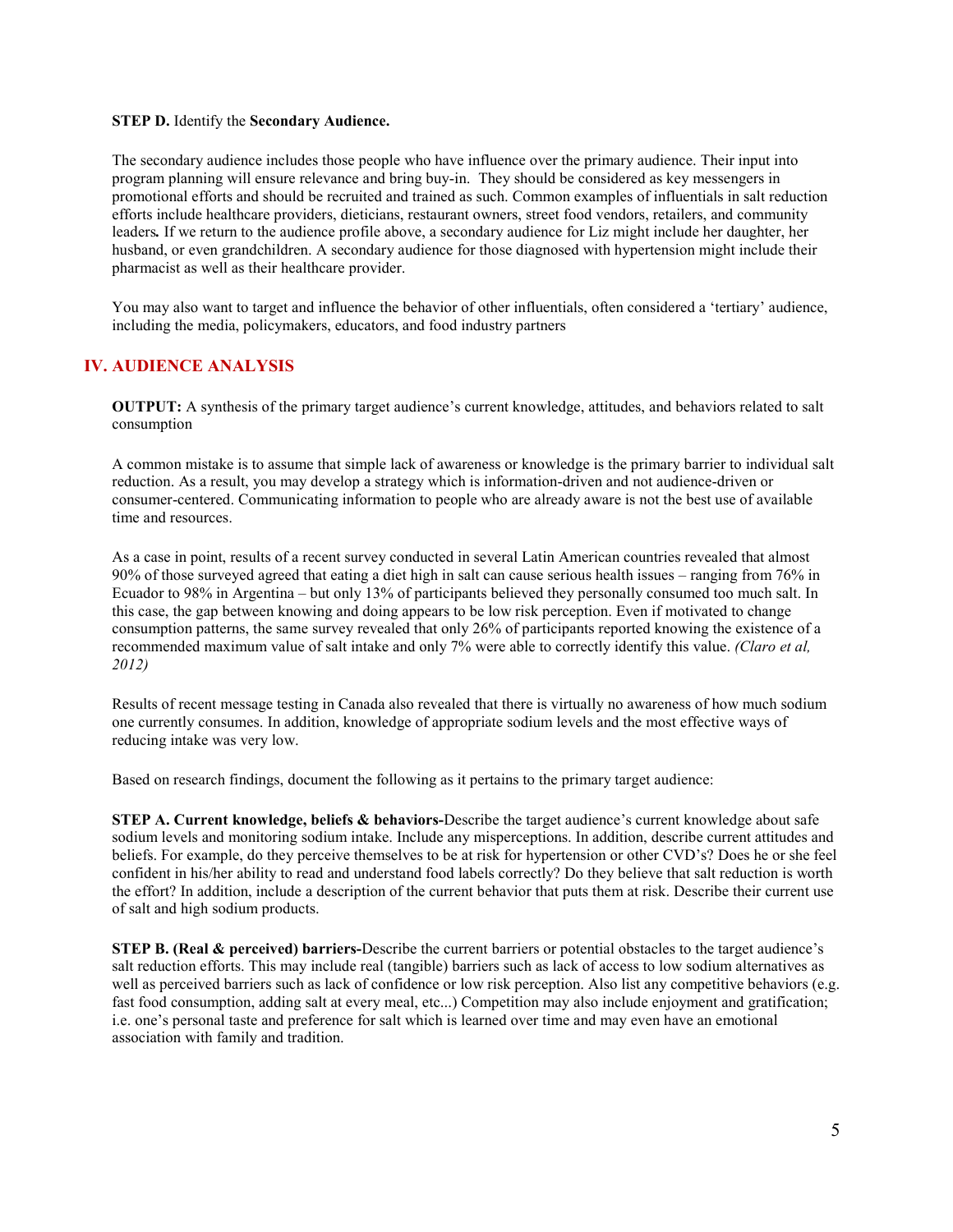**STEP D.** Identify the **Secondary Audience.**

The secondary audience includes those people who have influence over the primary audience. Their input into program planning will ensure relevance and bring buy-in. They should be considered as key messengers in promotional efforts and should be recruited and trained as such. Common examples of influentials in salt reduction efforts include healthcare providers, dieticians, restaurant owners, street food vendors, retailers, and community leaders**.** If we return to the audience profile above, a secondary audience for Liz might include her daughter, her husband, or even grandchildren. A secondary audience for those diagnosed with hypertension might include their pharmacist as well as their healthcare provider.

You may also want to target and influence the behavior of other influentials, often considered a 'tertiary' audience, including the media, policymakers, educators, and food industry partners

## IV. AUDIENCE ANALYSIS

**OUTPUT:** A synthesis of the primary target audience's current knowledge, attitudes, and behaviors related to salt consumption

A common mistake is to assume that simple lack of awareness or knowledge is the primary barrier to individual salt reduction. As a result, you may develop a strategy which is information-driven and not audience-driven or consumer-centered. Communicating information to people who are already aware is not the best use of available time and resources.

As a case in point, results of a recent survey conducted in several Latin American countries revealed that almost 90% of those surveyed agreed that eating a diet high in salt can cause serious health issues – ranging from 76% in Ecuador to 98% in Argentina – but only 13% of participants believed they personally consumed too much salt. In this case, the gap between knowing and doing appears to be low risk perception. Even if motivated to change consumption patterns, the same survey revealed that only 26% of participants reported knowing the existence of a recommended maximum value of salt intake and only 7% were able to correctly identify this value. *(Claro et al, 2012)*

Results of recent message testing in Canada also revealed that there is virtually no awareness of how much sodium one currently consumes. In addition, knowledge of appropriate sodium levels and the most effective ways of reducing intake was very low.

Based on research findings, document the following as it pertains to the primary target audience:

**STEP A. Current knowledge, beliefs & behaviors-**Describe the target audience's current knowledge about safe sodium levels and monitoring sodium intake. Include any misperceptions. In addition, describe current attitudes and beliefs. For example, do they perceive themselves to be at risk for hypertension or other CVD's? Does he or she feel confident in his/her ability to read and understand food labels correctly? Do they believe that salt reduction is worth the effort? In addition, include a description of the current behavior that puts them at risk. Describe their current use of salt and high sodium products.

**STEP B. (Real & perceived) barriers-**Describe the current barriers or potential obstacles to the target audience's salt reduction efforts. This may include real (tangible) barriers such as lack of access to low sodium alternatives as well as perceived barriers such as lack of confidence or low risk perception. Also list any competitive behaviors (e.g. fast food consumption, adding salt at every meal, etc...) Competition may also include enjoyment and gratification; i.e. one's personal taste and preference for salt which is learned over time and may even have an emotional association with family and tradition.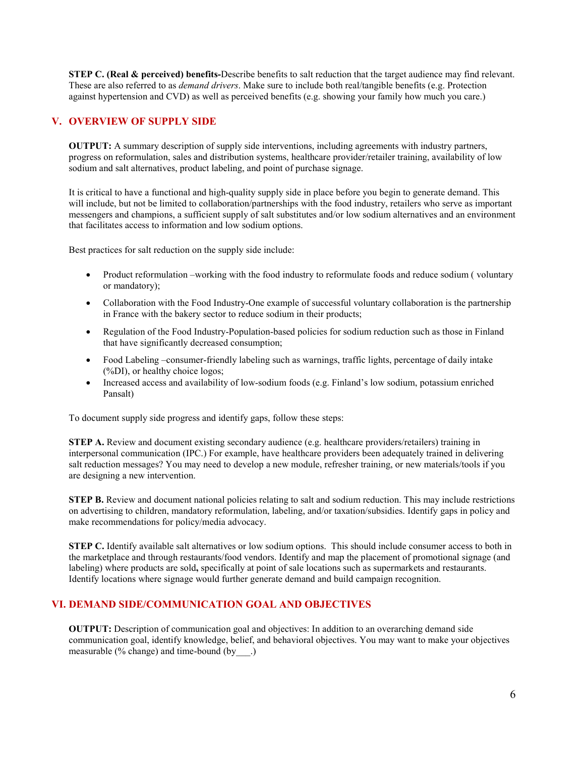**STEP C. (Real & perceived) benefits-**Describe benefits to salt reduction that the target audience may find relevant. These are also referred to as *demand drivers*. Make sure to include both real/tangible benefits (e.g. Protection against hypertension and CVD) as well as perceived benefits (e.g. showing your family how much you care.)

## V. OVERVIEW OF SUPPLY SIDE

**OUTPUT:** A summary description of supply side interventions, including agreements with industry partners, progress on reformulation, sales and distribution systems, healthcare provider/retailer training, availability of low sodium and salt alternatives, product labeling, and point of purchase signage.

It is critical to have a functional and high-quality supply side in place before you begin to generate demand. This will include, but not be limited to collaboration/partnerships with the food industry, retailers who serve as important messengers and champions, a sufficient supply of salt substitutes and/or low sodium alternatives and an environment that facilitates access to information and low sodium options.

Best practices for salt reduction on the supply side include:

- Product reformulation –working with the food industry to reformulate foods and reduce sodium ( voluntary or mandatory);
- Collaboration with the Food Industry-One example of successful voluntary collaboration is the partnership in France with the bakery sector to reduce sodium in their products;
- Regulation of the Food Industry-Population-based policies for sodium reduction such as those in Finland that have significantly decreased consumption;
- Food Labeling –consumer-friendly labeling such as warnings, traffic lights, percentage of daily intake (%DI), or healthy choice logos;
- Increased access and availability of low-sodium foods (e.g. Finland's low sodium, potassium enriched Pansalt)

To document supply side progress and identify gaps, follow these steps:

**STEP A.** Review and document existing secondary audience (e.g. healthcare providers/retailers) training in interpersonal communication (IPC.) For example, have healthcare providers been adequately trained in delivering salt reduction messages? You may need to develop a new module, refresher training, or new materials/tools if you are designing a new intervention.

**STEP B.** Review and document national policies relating to salt and sodium reduction. This may include restrictions on advertising to children, mandatory reformulation, labeling, and/or taxation/subsidies. Identify gaps in policy and make recommendations for policy/media advocacy.

**STEP C.** Identify available salt alternatives or low sodium options. This should include consumer access to both in the marketplace and through restaurants/food vendors. Identify and map the placement of promotional signage (and labeling) where products are sold**,** specifically at point of sale locations such as supermarkets and restaurants. Identify locations where signage would further generate demand and build campaign recognition.

## VI. DEMAND SIDE/COMMUNICATION GOAL AND OBJECTIVES

**OUTPUT:** Description of communication goal and objectives: In addition to an overarching demand side communication goal, identify knowledge, belief, and behavioral objectives. You may want to make your objectives measurable (% change) and time-bound (by___.)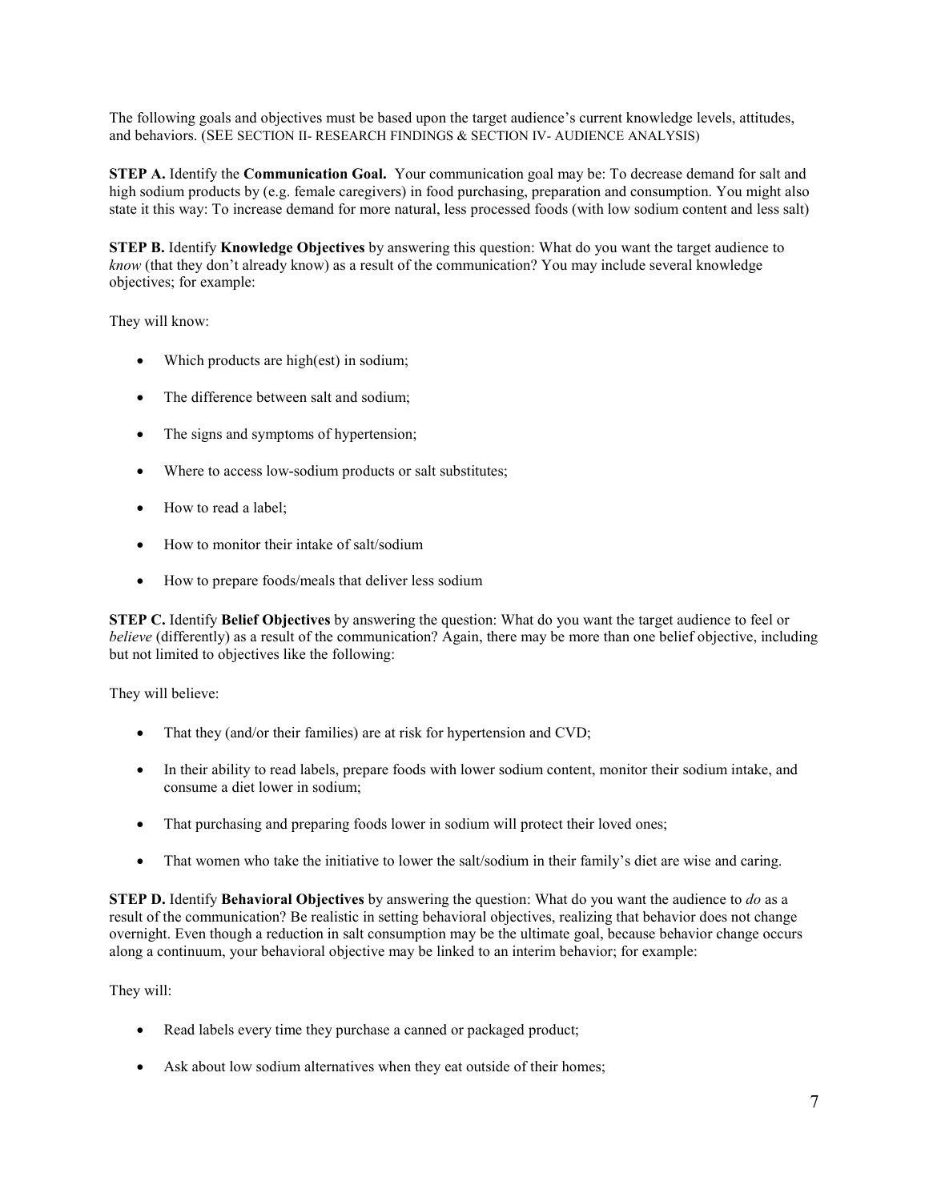The following goals and objectives must be based upon the target audience's current knowledge levels, attitudes, and behaviors. (SEE SECTION II- RESEARCH FINDINGS & SECTION IV- AUDIENCE ANALYSIS)

**STEP A.** Identify the **Communication Goal.** Your communication goal may be: To decrease demand for salt and high sodium products by (e.g. female caregivers) in food purchasing, preparation and consumption. You might also state it this way: To increase demand for more natural, less processed foods (with low sodium content and less salt)

**STEP B.** Identify **Knowledge Objectives** by answering this question: What do you want the target audience to *know* (that they don't already know) as a result of the communication? You may include several knowledge objectives; for example:

They will know:

- Which products are high(est) in sodium;
- The difference between salt and sodium;
- The signs and symptoms of hypertension;
- Where to access low-sodium products or salt substitutes;
- How to read a label;
- How to monitor their intake of salt/sodium
- How to prepare foods/meals that deliver less sodium

**STEP C.** Identify **Belief Objectives** by answering the question: What do you want the target audience to feel or *believe* (differently) as a result of the communication? Again, there may be more than one belief objective, including but not limited to objectives like the following:

They will believe:

- That they (and/or their families) are at risk for hypertension and CVD;
- In their ability to read labels, prepare foods with lower sodium content, monitor their sodium intake, and consume a diet lower in sodium;
- That purchasing and preparing foods lower in sodium will protect their loved ones;
- That women who take the initiative to lower the salt/sodium in their family's diet are wise and caring.

**STEP D.** Identify **Behavioral Objectives** by answering the question: What do you want the audience to *do* as a result of the communication? Be realistic in setting behavioral objectives, realizing that behavior does not change overnight. Even though a reduction in salt consumption may be the ultimate goal, because behavior change occurs along a continuum, your behavioral objective may be linked to an interim behavior; for example:

They will:

- Read labels every time they purchase a canned or packaged product;
- Ask about low sodium alternatives when they eat outside of their homes;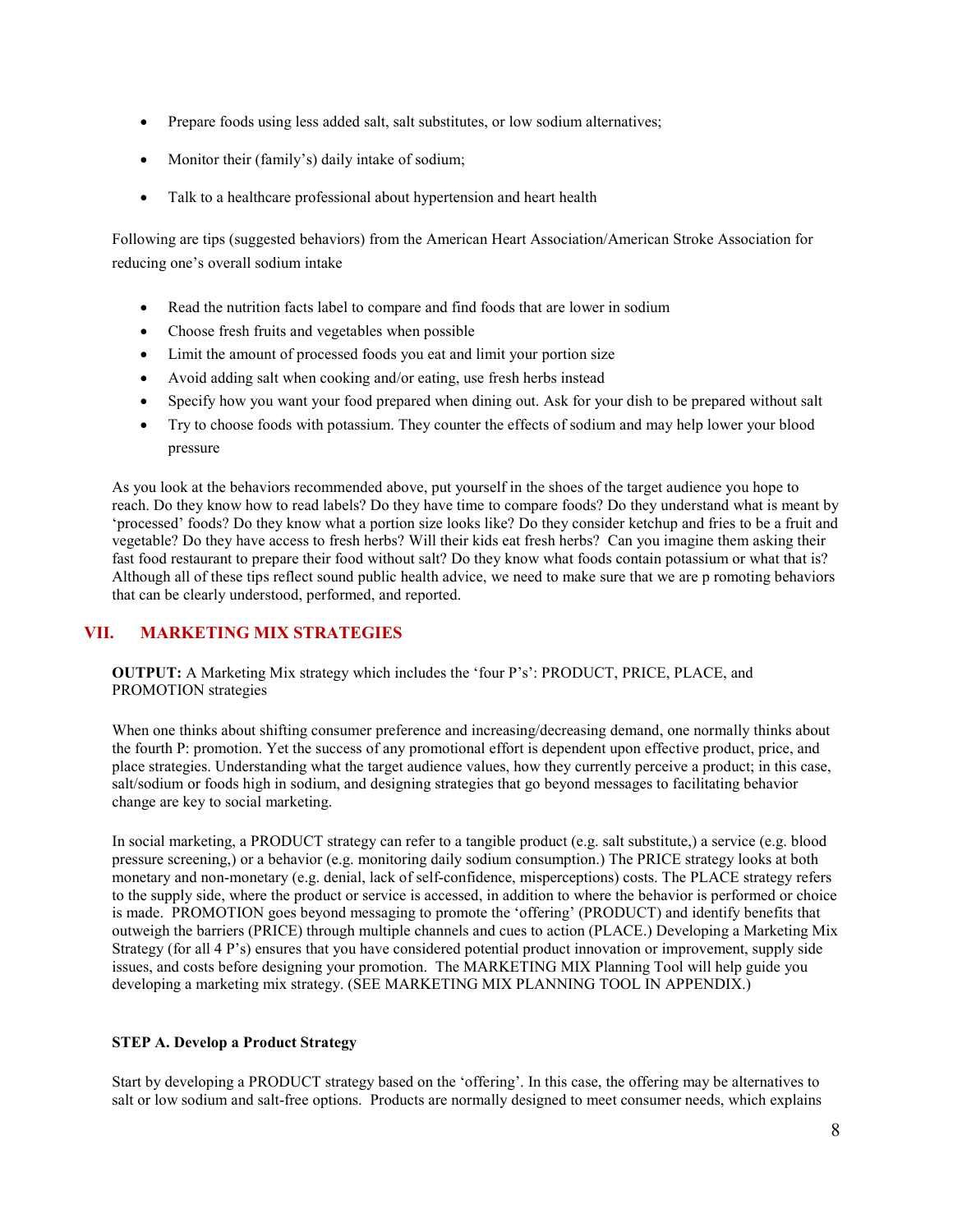- Prepare foods using less added salt, salt substitutes, or low sodium alternatives;
- Monitor their (family's) daily intake of sodium;
- Talk to a healthcare professional about hypertension and heart health

Following are tips (suggested behaviors) from the American Heart Association/American Stroke Association for reducing one's overall sodium intake

- Read the nutrition facts label to compare and find foods that are lower in sodium
- Choose fresh fruits and vegetables when possible
- Limit the amount of processed foods you eat and limit your portion size
- Avoid adding salt when cooking and/or eating, use fresh herbs instead
- Specify how you want your food prepared when dining out. Ask for your dish to be prepared without salt
- Try to choose foods with potassium. They counter the effects of sodium and may help lower your blood pressure

As you look at the behaviors recommended above, put yourself in the shoes of the target audience you hope to reach. Do they know how to read labels? Do they have time to compare foods? Do they understand what is meant by 'processed' foods? Do they know what a portion size looks like? Do they consider ketchup and fries to be a fruit and vegetable? Do they have access to fresh herbs? Will their kids eat fresh herbs? Can you imagine them asking their fast food restaurant to prepare their food without salt? Do they know what foods contain potassium or what that is? Although all of these tips reflect sound public health advice, we need to make sure that we are p romoting behaviors that can be clearly understood, performed, and reported.

## VII. MARKETING MIX STRATEGIES

**OUTPUT:** A Marketing Mix strategy which includes the 'four P's': PRODUCT, PRICE, PLACE, and PROMOTION strategies

When one thinks about shifting consumer preference and increasing/decreasing demand, one normally thinks about the fourth P: promotion. Yet the success of any promotional effort is dependent upon effective product, price, and place strategies. Understanding what the target audience values, how they currently perceive a product; in this case, salt/sodium or foods high in sodium, and designing strategies that go beyond messages to facilitating behavior change are key to social marketing.

In social marketing, a PRODUCT strategy can refer to a tangible product (e.g. salt substitute,) a service (e.g. blood pressure screening,) or a behavior (e.g. monitoring daily sodium consumption.) The PRICE strategy looks at both monetary and non-monetary (e.g. denial, lack of self-confidence, misperceptions) costs. The PLACE strategy refers to the supply side, where the product or service is accessed, in addition to where the behavior is performed or choice is made. PROMOTION goes beyond messaging to promote the 'offering' (PRODUCT) and identify benefits that outweigh the barriers (PRICE) through multiple channels and cues to action (PLACE.) Developing a Marketing Mix Strategy (for all 4 P's) ensures that you have considered potential product innovation or improvement, supply side issues, and costs before designing your promotion. The MARKETING MIX Planning Tool will help guide you developing a marketing mix strategy. (SEE MARKETING MIX PLANNING TOOL IN APPENDIX.)

### STEP A. Develop a Product Strategy

Start by developing a PRODUCT strategy based on the 'offering'. In this case, the offering may be alternatives to salt or low sodium and salt-free options. Products are normally designed to meet consumer needs, which explains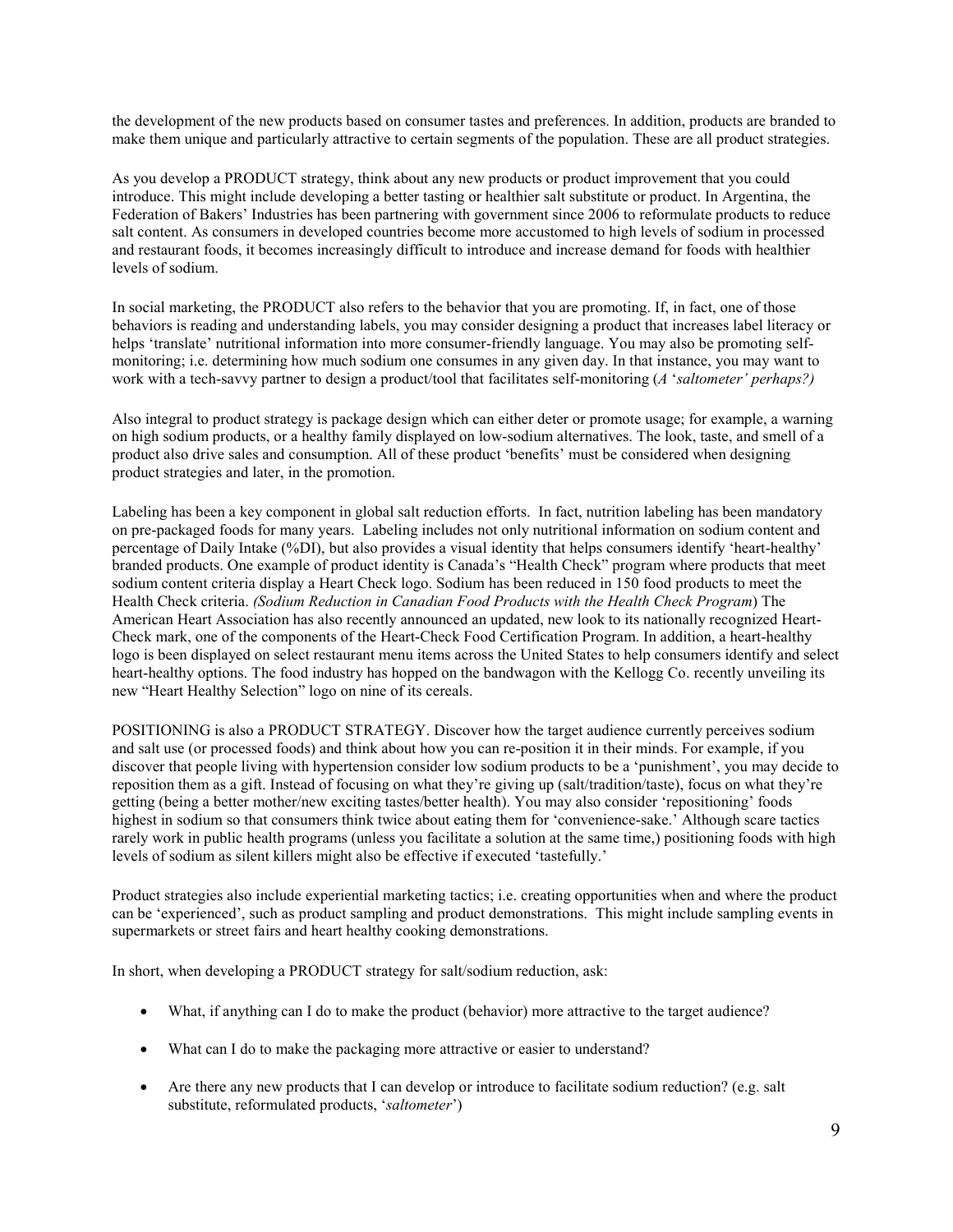the development of the new products based on consumer tastes and preferences. In addition, products are branded to make them unique and particularly attractive to certain segments of the population. These are all product strategies.

As you develop a PRODUCT strategy, think about any new products or product improvement that you could introduce. This might include developing a better tasting or healthier salt substitute or product. In Argentina, the Federation of Bakers' Industries has been partnering with government since 2006 to reformulate products to reduce salt content. As consumers in developed countries become more accustomed to high levels of sodium in processed and restaurant foods, it becomes increasingly difficult to introduce and increase demand for foods with healthier levels of sodium.

In social marketing, the PRODUCT also refers to the behavior that you are promoting. If, in fact, one of those behaviors is reading and understanding labels, you may consider designing a product that increases label literacy or helps 'translate' nutritional information into more consumer-friendly language. You may also be promoting self-monitoring; i.e. determining how much sodium one consumes in any given day. In that instance, you may want to work with a tech-savvy partner to design a product/tool that facilitates self-monitoring (*A 'saltometer' perhaps?)*

Also integral to product strategy is package design which can either deter or promote usage; for example, a warning on high sodium products, or a healthy family displayed on low-sodium alternatives. The look, taste, and smell of a product also drive sales and consumption. All of these product 'benefits' must be considered when designing product strategies and later, in the promotion.

Labeling has been a key component in global salt reduction efforts. In fact, nutrition labeling has been mandatory on pre-packaged foods for many years. Labeling includes not only nutritional information on sodium content and percentage of Daily Intake (%DI), but also provides a visual identity that helps consumers identify 'heart-healthy' branded products. One example of product identity is Canada's "Health Check" program where products that meet sodium content criteria display a Heart Check logo. Sodium has been reduced in 150 food products to meet the Health Check criteria. *(Sodium Reduction in Canadian Food Products with the Health Check Program*) The American Heart Association has also recently announced an updated, new look to its nationally recognized Heart-Check mark, one of the components of the Heart-Check Food Certification Program. In addition, a heart-healthy logo is been displayed on select restaurant menu items across the United States to help consumers identify and select heart-healthy options. The food industry has hopped on the bandwagon with the Kellogg Co. recently unveiling its new "Heart Healthy Selection" logo on nine of its cereals.

POSITIONING is also a PRODUCT STRATEGY. Discover how the target audience currently perceives sodium and salt use (or processed foods) and think about how you can re-position it in their minds. For example, if you discover that people living with hypertension consider low sodium products to be a 'punishment', you may decide to reposition them as a gift. Instead of focusing on what they're giving up (salt/tradition/taste), focus on what they're getting (being a better mother/new exciting tastes/better health). You may also consider 'repositioning' foods highest in sodium so that consumers think twice about eating them for 'convenience-sake.' Although scare tactics rarely work in public health programs (unless you facilitate a solution at the same time,) positioning foods with high levels of sodium as silent killers might also be effective if executed 'tastefully.'

Product strategies also include experiential marketing tactics; i.e. creating opportunities when and where the product can be 'experienced', such as product sampling and product demonstrations. This might include sampling events in supermarkets or street fairs and heart healthy cooking demonstrations.

In short, when developing a PRODUCT strategy for salt/sodium reduction, ask:

- What, if anything can I do to make the product (behavior) more attractive to the target audience?
- What can I do to make the packaging more attractive or easier to understand?
- Are there any new products that I can develop or introduce to facilitate sodium reduction? (e.g. salt substitute, reformulated products, '*saltometer*')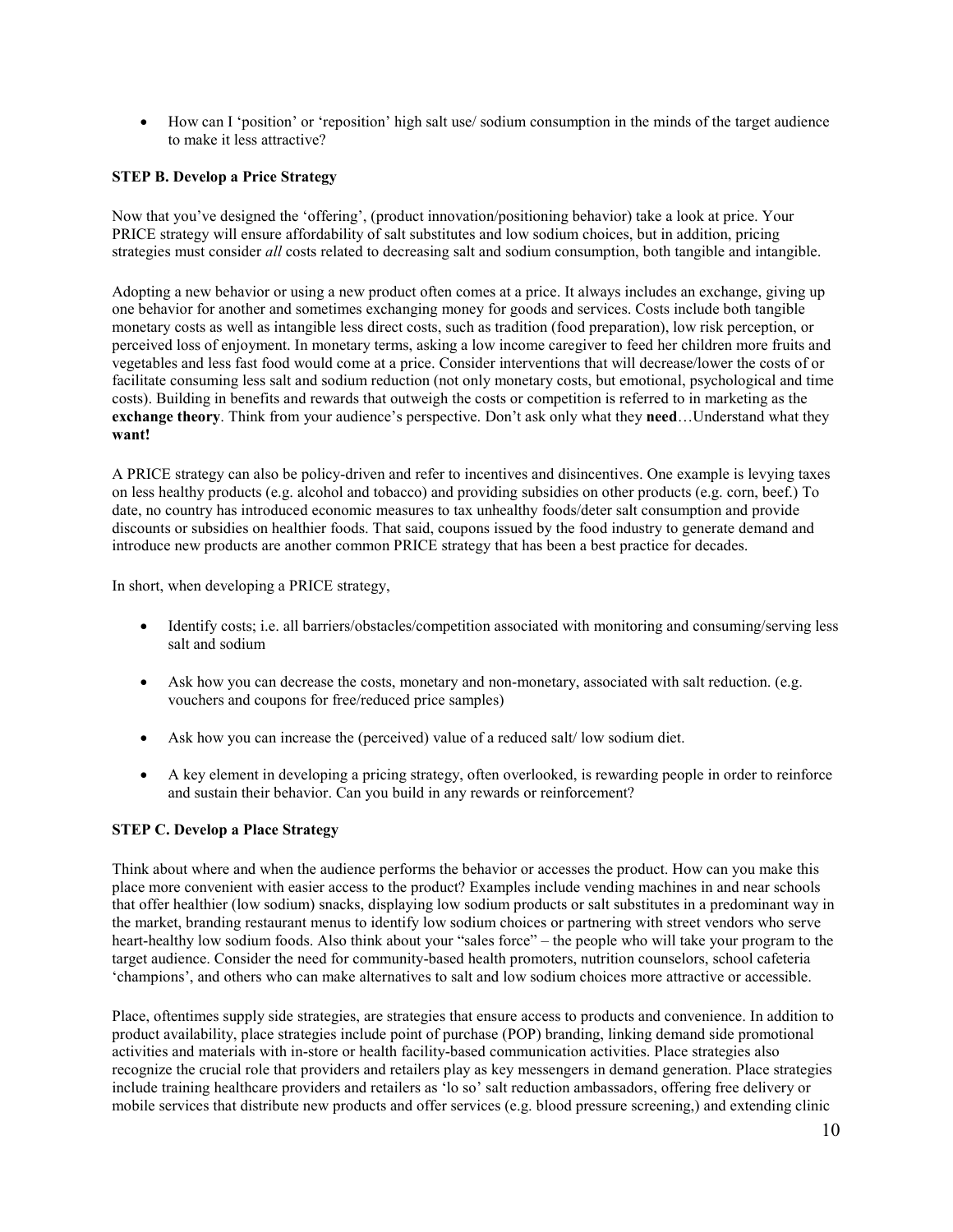- How can I 'position' or 'reposition' high salt use/ sodium consumption in the minds of the target audience to make it less attractive?

**STEP B. Develop a Price Strategy**

Now that you've designed the 'offering', (product innovation/positioning behavior) take a look at price. Your PRICE strategy will ensure affordability of salt substitutes and low sodium choices, but in addition, pricing strategies must consider *all* costs related to decreasing salt and sodium consumption, both tangible and intangible.

Adopting a new behavior or using a new product often comes at a price. It always includes an exchange, giving up one behavior for another and sometimes exchanging money for goods and services. Costs include both tangible monetary costs as well as intangible less direct costs, such as tradition (food preparation), low risk perception, or perceived loss of enjoyment. In monetary terms, asking a low income caregiver to feed her children more fruits and vegetables and less fast food would come at a price. Consider interventions that will decrease/lower the costs of or facilitate consuming less salt and sodium reduction (not only monetary costs, but emotional, psychological and time costs). Building in benefits and rewards that outweigh the costs or competition is referred to in marketing as the **exchange theory**. Think from your audience's perspective. Don't ask only what they **need**…Understand what they **want!**

A PRICE strategy can also be policy-driven and refer to incentives and disincentives. One example is levying taxes on less healthy products (e.g. alcohol and tobacco) and providing subsidies on other products (e.g. corn, beef.) To date, no country has introduced economic measures to tax unhealthy foods/deter salt consumption and provide discounts or subsidies on healthier foods. That said, coupons issued by the food industry to generate demand and introduce new products are another common PRICE strategy that has been a best practice for decades.

In short, when developing a PRICE strategy,

- Identify costs; i.e. all barriers/obstacles/competition associated with monitoring and consuming/serving less salt and sodium
- Ask how you can decrease the costs, monetary and non-monetary, associated with salt reduction. (e.g. vouchers and coupons for free/reduced price samples)
- Ask how you can increase the (perceived) value of a reduced salt/ low sodium diet.
- A key element in developing a pricing strategy, often overlooked, is rewarding people in order to reinforce and sustain their behavior. Can you build in any rewards or reinforcement?

**STEP C. Develop a Place Strategy**

Think about where and when the audience performs the behavior or accesses the product. How can you make this place more convenient with easier access to the product? Examples include vending machines in and near schools that offer healthier (low sodium) snacks, displaying low sodium products or salt substitutes in a predominant way in the market, branding restaurant menus to identify low sodium choices or partnering with street vendors who serve heart-healthy low sodium foods. Also think about your "sales force" – the people who will take your program to the target audience. Consider the need for community-based health promoters, nutrition counselors, school cafeteria 'champions', and others who can make alternatives to salt and low sodium choices more attractive or accessible.

Place, oftentimes supply side strategies, are strategies that ensure access to products and convenience. In addition to product availability, place strategies include point of purchase (POP) branding, linking demand side promotional activities and materials with in-store or health facility-based communication activities. Place strategies also recognize the crucial role that providers and retailers play as key messengers in demand generation. Place strategies include training healthcare providers and retailers as 'lo so' salt reduction ambassadors, offering free delivery or mobile services that distribute new products and offer services (e.g. blood pressure screening,) and extending clinic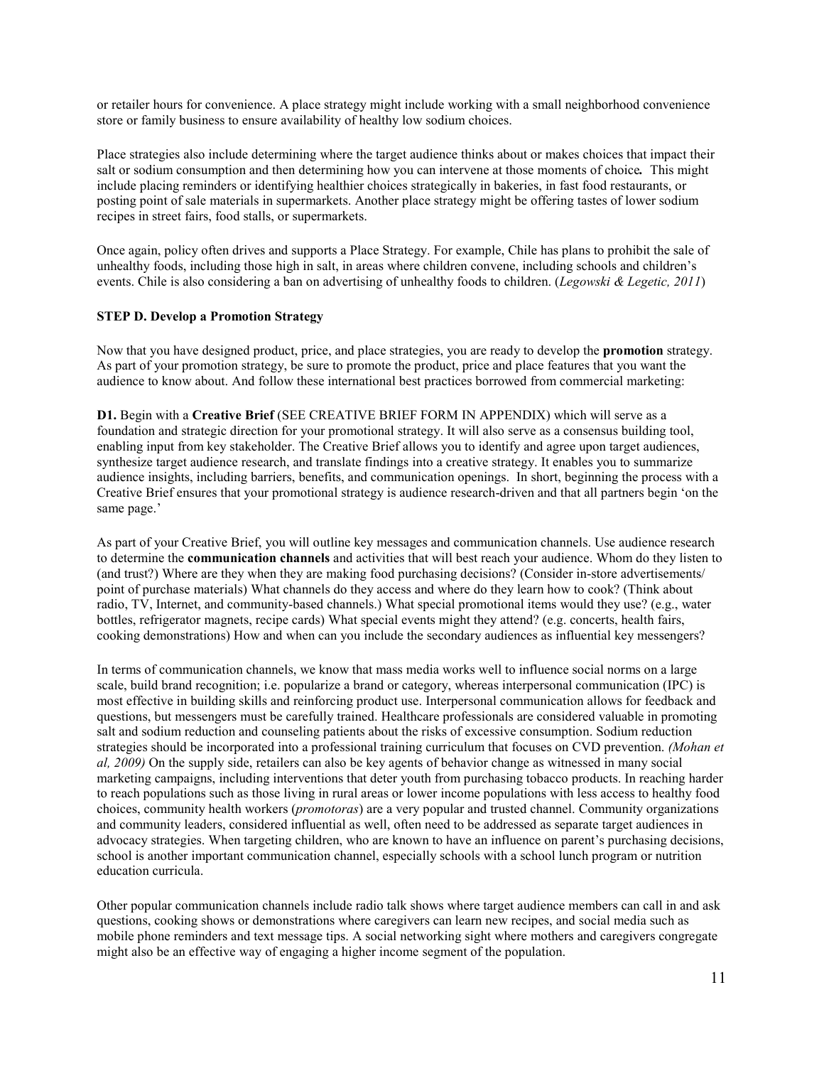or retailer hours for convenience. A place strategy might include working with a small neighborhood convenience store or family business to ensure availability of healthy low sodium choices.

Place strategies also include determining where the target audience thinks about or makes choices that impact their salt or sodium consumption and then determining how you can intervene at those moments of choice***.*** This might include placing reminders or identifying healthier choices strategically in bakeries, in fast food restaurants, or posting point of sale materials in supermarkets. Another place strategy might be offering tastes of lower sodium recipes in street fairs, food stalls, or supermarkets.

Once again, policy often drives and supports a Place Strategy. For example, Chile has plans to prohibit the sale of unhealthy foods, including those high in salt, in areas where children convene, including schools and children's events. Chile is also considering a ban on advertising of unhealthy foods to children. (*Legowski & Legetic, 2011*)

**STEP D. Develop a Promotion Strategy**

Now that you have designed product, price, and place strategies, you are ready to develop the **promotion** strategy. As part of your promotion strategy, be sure to promote the product, price and place features that you want the audience to know about. And follow these international best practices borrowed from commercial marketing:

**D1.** Begin with a **Creative Brief** (SEE CREATIVE BRIEF FORM IN APPENDIX) which will serve as a foundation and strategic direction for your promotional strategy. It will also serve as a consensus building tool, enabling input from key stakeholder. The Creative Brief allows you to identify and agree upon target audiences, synthesize target audience research, and translate findings into a creative strategy. It enables you to summarize audience insights, including barriers, benefits, and communication openings. In short, beginning the process with a Creative Brief ensures that your promotional strategy is audience research-driven and that all partners begin 'on the same page.'

As part of your Creative Brief, you will outline key messages and communication channels. Use audience research to determine the **communication channels** and activities that will best reach your audience. Whom do they listen to (and trust?) Where are they when they are making food purchasing decisions? (Consider in-store advertisements/ point of purchase materials) What channels do they access and where do they learn how to cook? (Think about radio, TV, Internet, and community-based channels.) What special promotional items would they use? (e.g., water bottles, refrigerator magnets, recipe cards) What special events might they attend? (e.g. concerts, health fairs, cooking demonstrations) How and when can you include the secondary audiences as influential key messengers?

In terms of communication channels, we know that mass media works well to influence social norms on a large scale, build brand recognition; i.e. popularize a brand or category, whereas interpersonal communication (IPC) is most effective in building skills and reinforcing product use. Interpersonal communication allows for feedback and questions, but messengers must be carefully trained. Healthcare professionals are considered valuable in promoting salt and sodium reduction and counseling patients about the risks of excessive consumption. Sodium reduction strategies should be incorporated into a professional training curriculum that focuses on CVD prevention. *(Mohan et al, 2009)* On the supply side, retailers can also be key agents of behavior change as witnessed in many social marketing campaigns, including interventions that deter youth from purchasing tobacco products. In reaching harder to reach populations such as those living in rural areas or lower income populations with less access to healthy food choices, community health workers (*promotoras*) are a very popular and trusted channel. Community organizations and community leaders, considered influential as well, often need to be addressed as separate target audiences in advocacy strategies. When targeting children, who are known to have an influence on parent's purchasing decisions, school is another important communication channel, especially schools with a school lunch program or nutrition education curricula.

Other popular communication channels include radio talk shows where target audience members can call in and ask questions, cooking shows or demonstrations where caregivers can learn new recipes, and social media such as mobile phone reminders and text message tips. A social networking sight where mothers and caregivers congregate might also be an effective way of engaging a higher income segment of the population.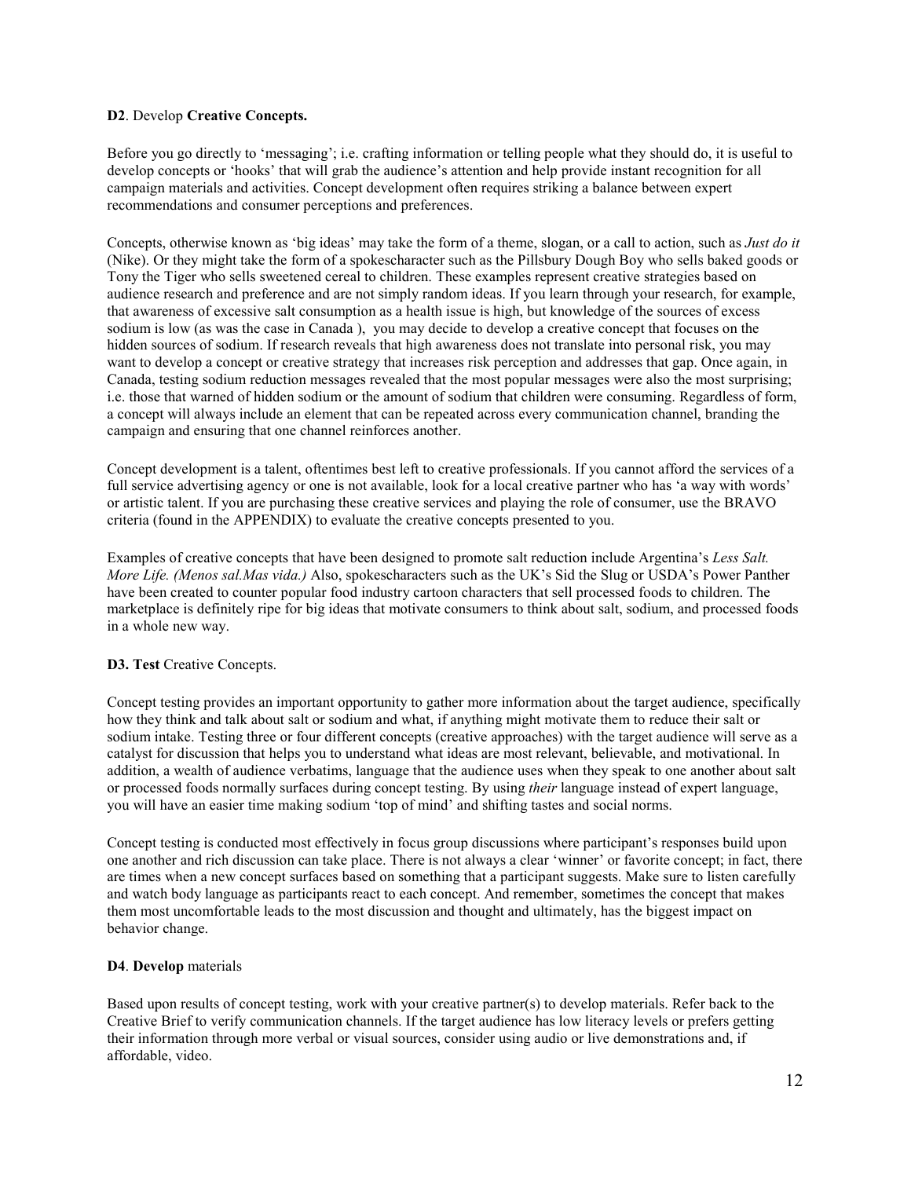**D2**. Develop **Creative Concepts.**

Before you go directly to 'messaging'; i.e. crafting information or telling people what they should do, it is useful to develop concepts or 'hooks' that will grab the audience's attention and help provide instant recognition for all campaign materials and activities. Concept development often requires striking a balance between expert recommendations and consumer perceptions and preferences.

Concepts, otherwise known as 'big ideas' may take the form of a theme, slogan, or a call to action, such as *Just do it* (Nike). Or they might take the form of a spokescharacter such as the Pillsbury Dough Boy who sells baked goods or Tony the Tiger who sells sweetened cereal to children. These examples represent creative strategies based on audience research and preference and are not simply random ideas. If you learn through your research, for example, that awareness of excessive salt consumption as a health issue is high, but knowledge of the sources of excess sodium is low (as was the case in Canada ), you may decide to develop a creative concept that focuses on the hidden sources of sodium. If research reveals that high awareness does not translate into personal risk, you may want to develop a concept or creative strategy that increases risk perception and addresses that gap. Once again, in Canada, testing sodium reduction messages revealed that the most popular messages were also the most surprising; i.e. those that warned of hidden sodium or the amount of sodium that children were consuming. Regardless of form, a concept will always include an element that can be repeated across every communication channel, branding the campaign and ensuring that one channel reinforces another.

Concept development is a talent, oftentimes best left to creative professionals. If you cannot afford the services of a full service advertising agency or one is not available, look for a local creative partner who has 'a way with words' or artistic talent. If you are purchasing these creative services and playing the role of consumer, use the BRAVO criteria (found in the APPENDIX) to evaluate the creative concepts presented to you.

Examples of creative concepts that have been designed to promote salt reduction include Argentina's *Less Salt. More Life. (Menos sal.Mas vida.)* Also, spokescharacters such as the UK's Sid the Slug or USDA's Power Panther have been created to counter popular food industry cartoon characters that sell processed foods to children. The marketplace is definitely ripe for big ideas that motivate consumers to think about salt, sodium, and processed foods in a whole new way.

**D3. Test** Creative Concepts.

Concept testing provides an important opportunity to gather more information about the target audience, specifically how they think and talk about salt or sodium and what, if anything might motivate them to reduce their salt or sodium intake. Testing three or four different concepts (creative approaches) with the target audience will serve as a catalyst for discussion that helps you to understand what ideas are most relevant, believable, and motivational. In addition, a wealth of audience verbatims, language that the audience uses when they speak to one another about salt or processed foods normally surfaces during concept testing. By using *their* language instead of expert language, you will have an easier time making sodium 'top of mind' and shifting tastes and social norms.

Concept testing is conducted most effectively in focus group discussions where participant's responses build upon one another and rich discussion can take place. There is not always a clear 'winner' or favorite concept; in fact, there are times when a new concept surfaces based on something that a participant suggests. Make sure to listen carefully and watch body language as participants react to each concept. And remember, sometimes the concept that makes them most uncomfortable leads to the most discussion and thought and ultimately, has the biggest impact on behavior change.

**D4**. **Develop** materials

Based upon results of concept testing, work with your creative partner(s) to develop materials. Refer back to the Creative Brief to verify communication channels. If the target audience has low literacy levels or prefers getting their information through more verbal or visual sources, consider using audio or live demonstrations and, if affordable, video.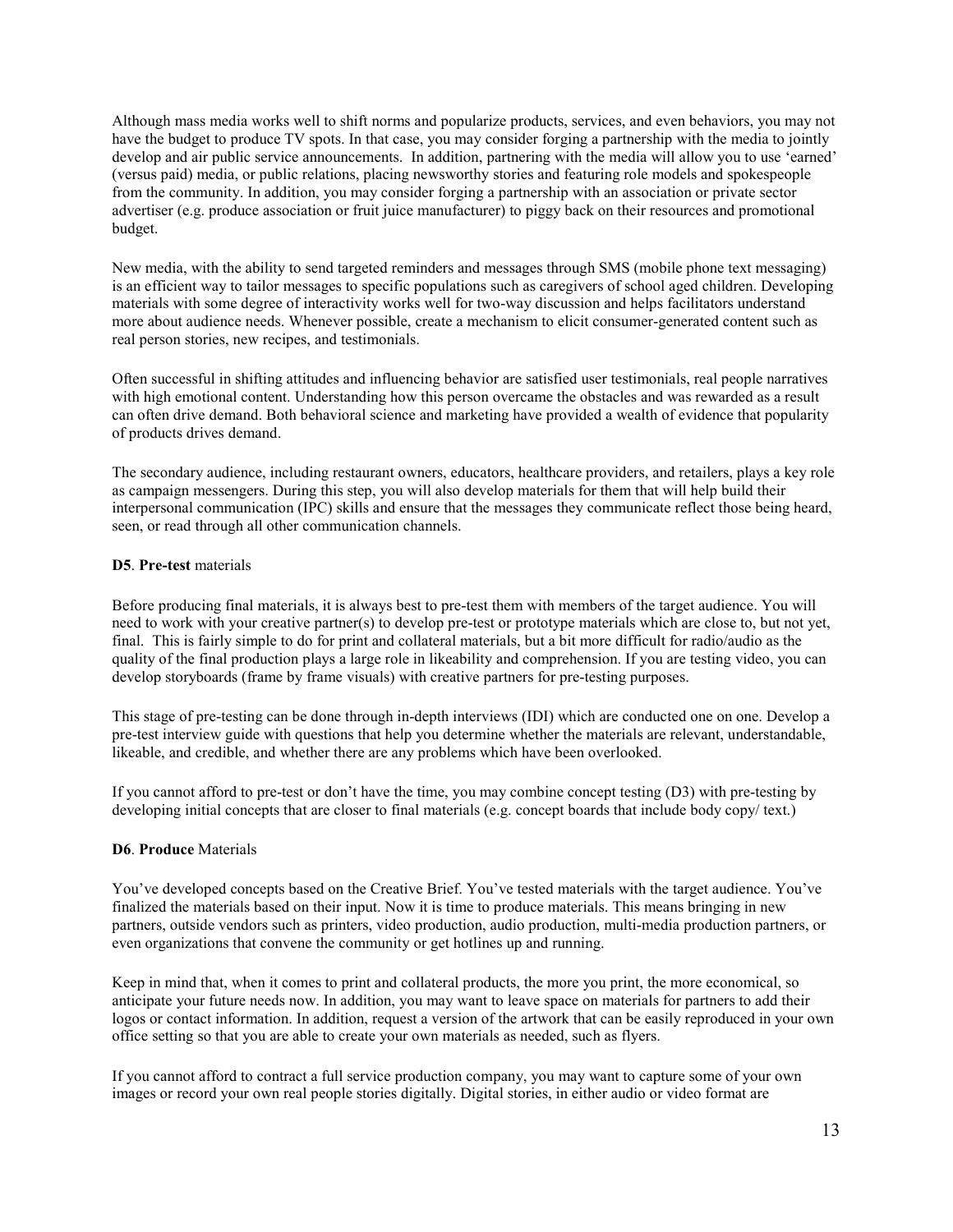Although mass media works well to shift norms and popularize products, services, and even behaviors, you may not have the budget to produce TV spots. In that case, you may consider forging a partnership with the media to jointly develop and air public service announcements. In addition, partnering with the media will allow you to use 'earned' (versus paid) media, or public relations, placing newsworthy stories and featuring role models and spokespeople from the community. In addition, you may consider forging a partnership with an association or private sector advertiser (e.g. produce association or fruit juice manufacturer) to piggy back on their resources and promotional budget.

New media, with the ability to send targeted reminders and messages through SMS (mobile phone text messaging) is an efficient way to tailor messages to specific populations such as caregivers of school aged children. Developing materials with some degree of interactivity works well for two-way discussion and helps facilitators understand more about audience needs. Whenever possible, create a mechanism to elicit consumer-generated content such as real person stories, new recipes, and testimonials.

Often successful in shifting attitudes and influencing behavior are satisfied user testimonials, real people narratives with high emotional content. Understanding how this person overcame the obstacles and was rewarded as a result can often drive demand. Both behavioral science and marketing have provided a wealth of evidence that popularity of products drives demand.

The secondary audience, including restaurant owners, educators, healthcare providers, and retailers, plays a key role as campaign messengers. During this step, you will also develop materials for them that will help build their interpersonal communication (IPC) skills and ensure that the messages they communicate reflect those being heard, seen, or read through all other communication channels.

**D5**. **Pre-test** materials

Before producing final materials, it is always best to pre-test them with members of the target audience. You will need to work with your creative partner(s) to develop pre-test or prototype materials which are close to, but not yet, final. This is fairly simple to do for print and collateral materials, but a bit more difficult for radio/audio as the quality of the final production plays a large role in likeability and comprehension. If you are testing video, you can develop storyboards (frame by frame visuals) with creative partners for pre-testing purposes.

This stage of pre-testing can be done through in-depth interviews (IDI) which are conducted one on one. Develop a pre-test interview guide with questions that help you determine whether the materials are relevant, understandable, likeable, and credible, and whether there are any problems which have been overlooked.

If you cannot afford to pre-test or don't have the time, you may combine concept testing (D3) with pre-testing by developing initial concepts that are closer to final materials (e.g. concept boards that include body copy/ text.)

**D6**. **Produce** Materials

You've developed concepts based on the Creative Brief. You've tested materials with the target audience. You've finalized the materials based on their input. Now it is time to produce materials. This means bringing in new partners, outside vendors such as printers, video production, audio production, multi-media production partners, or even organizations that convene the community or get hotlines up and running.

Keep in mind that, when it comes to print and collateral products, the more you print, the more economical, so anticipate your future needs now. In addition, you may want to leave space on materials for partners to add their logos or contact information. In addition, request a version of the artwork that can be easily reproduced in your own office setting so that you are able to create your own materials as needed, such as flyers.

If you cannot afford to contract a full service production company, you may want to capture some of your own images or record your own real people stories digitally. Digital stories, in either audio or video format are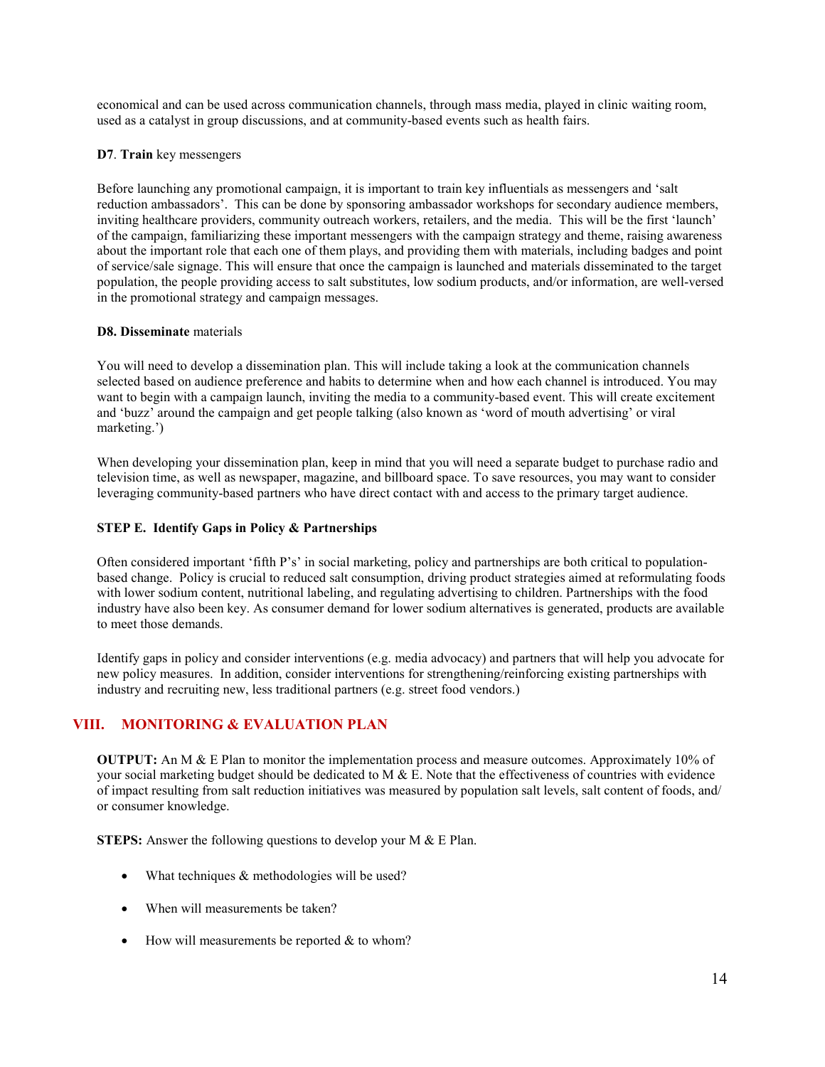economical and can be used across communication channels, through mass media, played in clinic waiting room, used as a catalyst in group discussions, and at community-based events such as health fairs.

**D7**. **Train** key messengers

Before launching any promotional campaign, it is important to train key influentials as messengers and 'salt reduction ambassadors'. This can be done by sponsoring ambassador workshops for secondary audience members, inviting healthcare providers, community outreach workers, retailers, and the media. This will be the first 'launch' of the campaign, familiarizing these important messengers with the campaign strategy and theme, raising awareness about the important role that each one of them plays, and providing them with materials, including badges and point of service/sale signage. This will ensure that once the campaign is launched and materials disseminated to the target population, the people providing access to salt substitutes, low sodium products, and/or information, are well-versed in the promotional strategy and campaign messages.

**D8. Disseminate** materials

You will need to develop a dissemination plan. This will include taking a look at the communication channels selected based on audience preference and habits to determine when and how each channel is introduced. You may want to begin with a campaign launch, inviting the media to a community-based event. This will create excitement and 'buzz' around the campaign and get people talking (also known as 'word of mouth advertising' or viral marketing.')

When developing your dissemination plan, keep in mind that you will need a separate budget to purchase radio and television time, as well as newspaper, magazine, and billboard space. To save resources, you may want to consider leveraging community-based partners who have direct contact with and access to the primary target audience.

**STEP E. Identify Gaps in Policy & Partnerships**

Often considered important 'fifth P's' in social marketing, policy and partnerships are both critical to population-based change. Policy is crucial to reduced salt consumption, driving product strategies aimed at reformulating foods with lower sodium content, nutritional labeling, and regulating advertising to children. Partnerships with the food industry have also been key. As consumer demand for lower sodium alternatives is generated, products are available to meet those demands.

Identify gaps in policy and consider interventions (e.g. media advocacy) and partners that will help you advocate for new policy measures. In addition, consider interventions for strengthening/reinforcing existing partnerships with industry and recruiting new, less traditional partners (e.g. street food vendors.)

## VIII. MONITORING & EVALUATION PLAN

**OUTPUT:** An M & E Plan to monitor the implementation process and measure outcomes. Approximately 10% of your social marketing budget should be dedicated to M & E. Note that the effectiveness of countries with evidence of impact resulting from salt reduction initiatives was measured by population salt levels, salt content of foods, and/ or consumer knowledge.

**STEPS:** Answer the following questions to develop your M & E Plan.

- What techniques & methodologies will be used?
- When will measurements be taken?
- How will measurements be reported & to whom?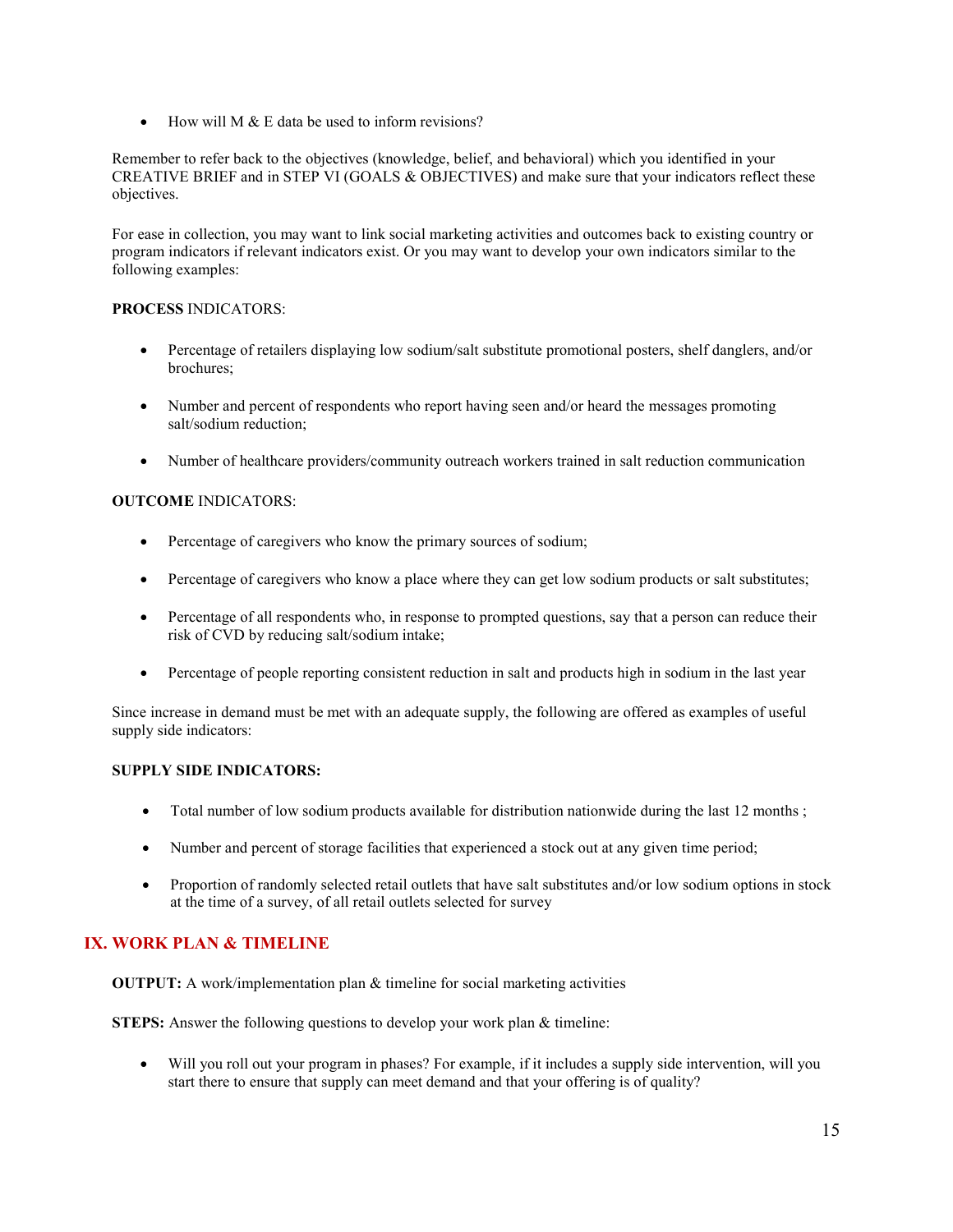- How will M & E data be used to inform revisions?

Remember to refer back to the objectives (knowledge, belief, and behavioral) which you identified in your CREATIVE BRIEF and in STEP VI (GOALS & OBJECTIVES) and make sure that your indicators reflect these objectives.

For ease in collection, you may want to link social marketing activities and outcomes back to existing country or program indicators if relevant indicators exist. Or you may want to develop your own indicators similar to the following examples:

**PROCESS** INDICATORS:

- Percentage of retailers displaying low sodium/salt substitute promotional posters, shelf danglers, and/or brochures;
- Number and percent of respondents who report having seen and/or heard the messages promoting salt/sodium reduction;
- Number of healthcare providers/community outreach workers trained in salt reduction communication

**OUTCOME** INDICATORS:

- Percentage of caregivers who know the primary sources of sodium;
- Percentage of caregivers who know a place where they can get low sodium products or salt substitutes;
- Percentage of all respondents who, in response to prompted questions, say that a person can reduce their risk of CVD by reducing salt/sodium intake;
- Percentage of people reporting consistent reduction in salt and products high in sodium in the last year

Since increase in demand must be met with an adequate supply, the following are offered as examples of useful supply side indicators:

**SUPPLY SIDE INDICATORS:**

- Total number of low sodium products available for distribution nationwide during the last 12 months ;
- Number and percent of storage facilities that experienced a stock out at any given time period;
- Proportion of randomly selected retail outlets that have salt substitutes and/or low sodium options in stock at the time of a survey, of all retail outlets selected for survey

## IX. WORK PLAN & TIMELINE

**OUTPUT:** A work/implementation plan & timeline for social marketing activities

**STEPS:** Answer the following questions to develop your work plan & timeline:

- Will you roll out your program in phases? For example, if it includes a supply side intervention, will you start there to ensure that supply can meet demand and that your offering is of quality?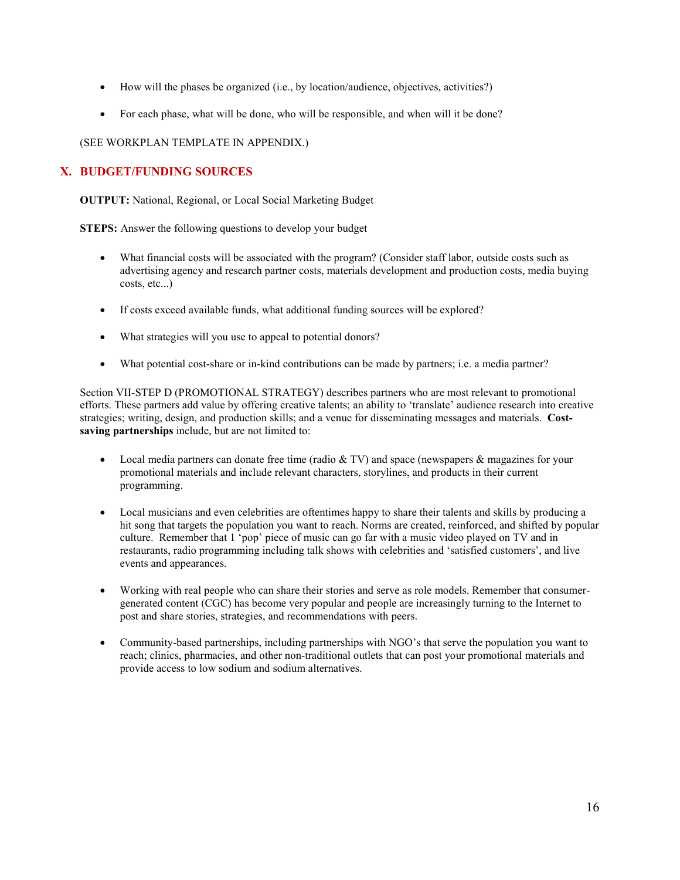- How will the phases be organized (i.e., by location/audience, objectives, activities?)
- For each phase, what will be done, who will be responsible, and when will it be done?

(SEE WORKPLAN TEMPLATE IN APPENDIX.)

## X. BUDGET/FUNDING SOURCES

**OUTPUT:** National, Regional, or Local Social Marketing Budget

**STEPS:** Answer the following questions to develop your budget

- What financial costs will be associated with the program? (Consider staff labor, outside costs such as advertising agency and research partner costs, materials development and production costs, media buying costs, etc...)
- If costs exceed available funds, what additional funding sources will be explored?
- What strategies will you use to appeal to potential donors?
- What potential cost-share or in-kind contributions can be made by partners; i.e. a media partner?

Section VII-STEP D (PROMOTIONAL STRATEGY) describes partners who are most relevant to promotional efforts. These partners add value by offering creative talents; an ability to 'translate' audience research into creative strategies; writing, design, and production skills; and a venue for disseminating messages and materials. **Cost-saving partnerships** include, but are not limited to:

- Local media partners can donate free time (radio & TV) and space (newspapers & magazines for your promotional materials and include relevant characters, storylines, and products in their current programming.
- Local musicians and even celebrities are oftentimes happy to share their talents and skills by producing a hit song that targets the population you want to reach. Norms are created, reinforced, and shifted by popular culture. Remember that 1 'pop' piece of music can go far with a music video played on TV and in restaurants, radio programming including talk shows with celebrities and 'satisfied customers', and live events and appearances.
- Working with real people who can share their stories and serve as role models. Remember that consumer-generated content (CGC) has become very popular and people are increasingly turning to the Internet to post and share stories, strategies, and recommendations with peers.
- Community-based partnerships, including partnerships with NGO's that serve the population you want to reach; clinics, pharmacies, and other non-traditional outlets that can post your promotional materials and provide access to low sodium and sodium alternatives.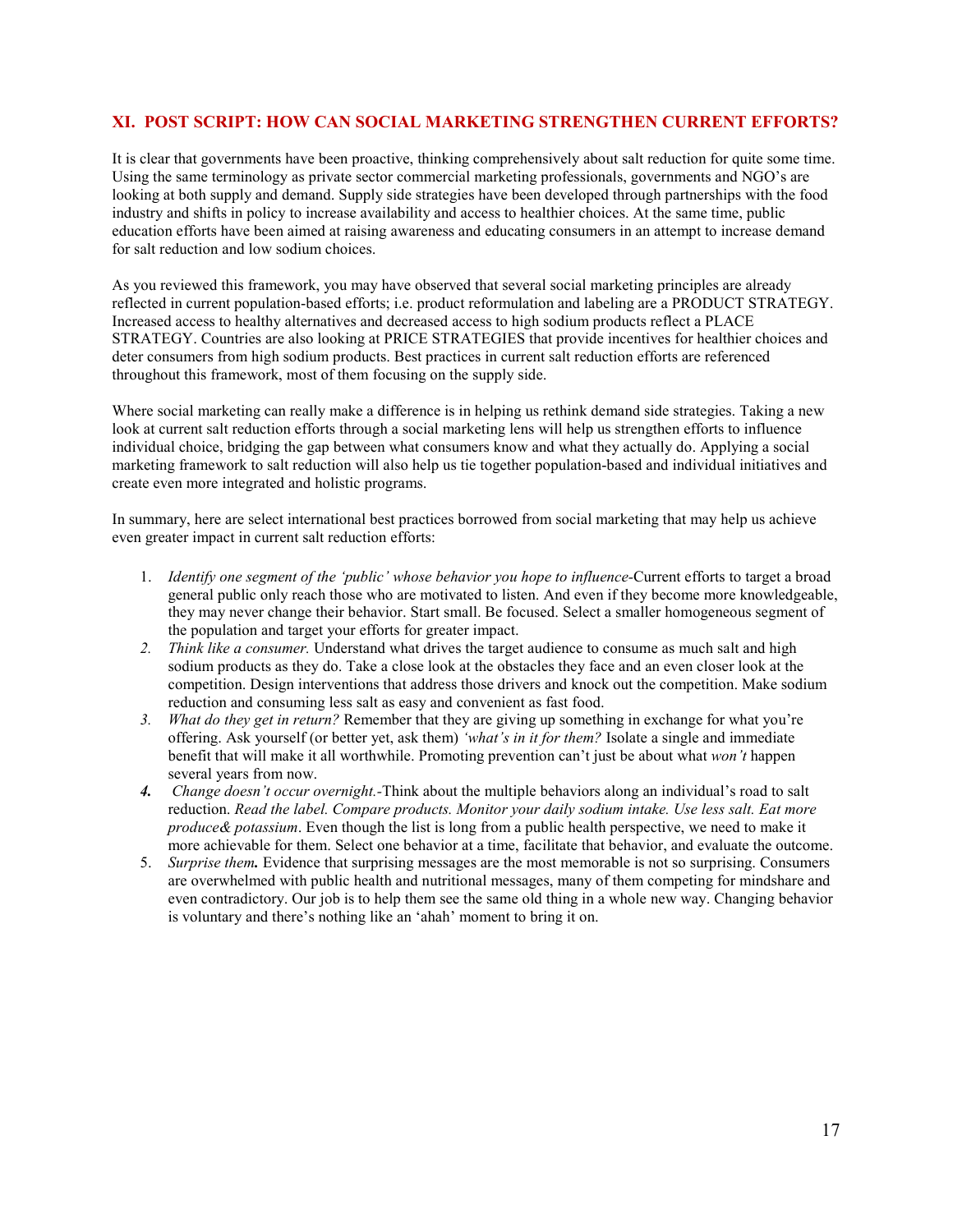## XI. POST SCRIPT: HOW CAN SOCIAL MARKETING STRENGTHEN CURRENT EFFORTS?

It is clear that governments have been proactive, thinking comprehensively about salt reduction for quite some time. Using the same terminology as private sector commercial marketing professionals, governments and NGO's are looking at both supply and demand. Supply side strategies have been developed through partnerships with the food industry and shifts in policy to increase availability and access to healthier choices. At the same time, public education efforts have been aimed at raising awareness and educating consumers in an attempt to increase demand for salt reduction and low sodium choices.

As you reviewed this framework, you may have observed that several social marketing principles are already reflected in current population-based efforts; i.e. product reformulation and labeling are a PRODUCT STRATEGY. Increased access to healthy alternatives and decreased access to high sodium products reflect a PLACE STRATEGY. Countries are also looking at PRICE STRATEGIES that provide incentives for healthier choices and deter consumers from high sodium products. Best practices in current salt reduction efforts are referenced throughout this framework, most of them focusing on the supply side.

Where social marketing can really make a difference is in helping us rethink demand side strategies. Taking a new look at current salt reduction efforts through a social marketing lens will help us strengthen efforts to influence individual choice, bridging the gap between what consumers know and what they actually do. Applying a social marketing framework to salt reduction will also help us tie together population-based and individual initiatives and create even more integrated and holistic programs.

In summary, here are select international best practices borrowed from social marketing that may help us achieve even greater impact in current salt reduction efforts:

1. *Identify one segment of the 'public' whose behavior you hope to influence*-Current efforts to target a broad general public only reach those who are motivated to listen. And even if they become more knowledgeable, they may never change their behavior. Start small. Be focused. Select a smaller homogeneous segment of the population and target your efforts for greater impact.
2. *Think like a consumer.* Understand what drives the target audience to consume as much salt and high sodium products as they do. Take a close look at the obstacles they face and an even closer look at the competition. Design interventions that address those drivers and knock out the competition. Make sodium reduction and consuming less salt as easy and convenient as fast food.
3. *What do they get in return?* Remember that they are giving up something in exchange for what you're offering. Ask yourself (or better yet, ask them) *'what's in it for them?'* Isolate a single and immediate benefit that will make it all worthwhile. Promoting prevention can't just be about what *won't* happen several years from now.
4. *Change doesn't occur overnight.*-Think about the multiple behaviors along an individual's road to salt reduction. *Read the label. Compare products. Monitor your daily sodium intake. Use less salt. Eat more produce& potassium*. Even though the list is long from a public health perspective, we need to make it more achievable for them. Select one behavior at a time, facilitate that behavior, and evaluate the outcome.
5. *Surprise them.* Evidence that surprising messages are the most memorable is not so surprising. Consumers are overwhelmed with public health and nutritional messages, many of them competing for mindshare and even contradictory. Our job is to help them see the same old thing in a whole new way. Changing behavior is voluntary and there's nothing like an 'ahah' moment to bring it on.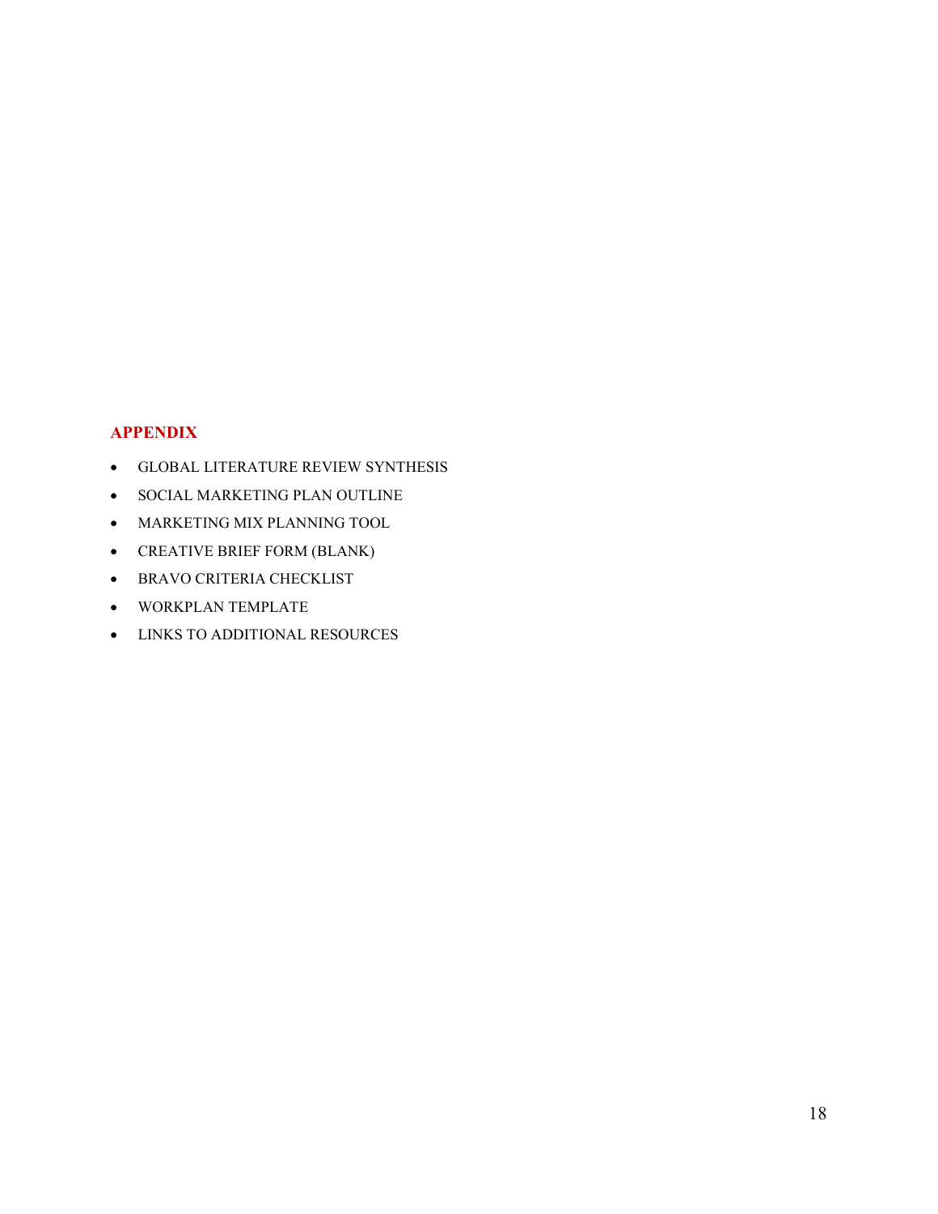## APPENDIX

- GLOBAL LITERATURE REVIEW SYNTHESIS
- SOCIAL MARKETING PLAN OUTLINE
- MARKETING MIX PLANNING TOOL
- CREATIVE BRIEF FORM (BLANK)
- BRAVO CRITERIA CHECKLIST
- WORKPLAN TEMPLATE
- LINKS TO ADDITIONAL RESOURCES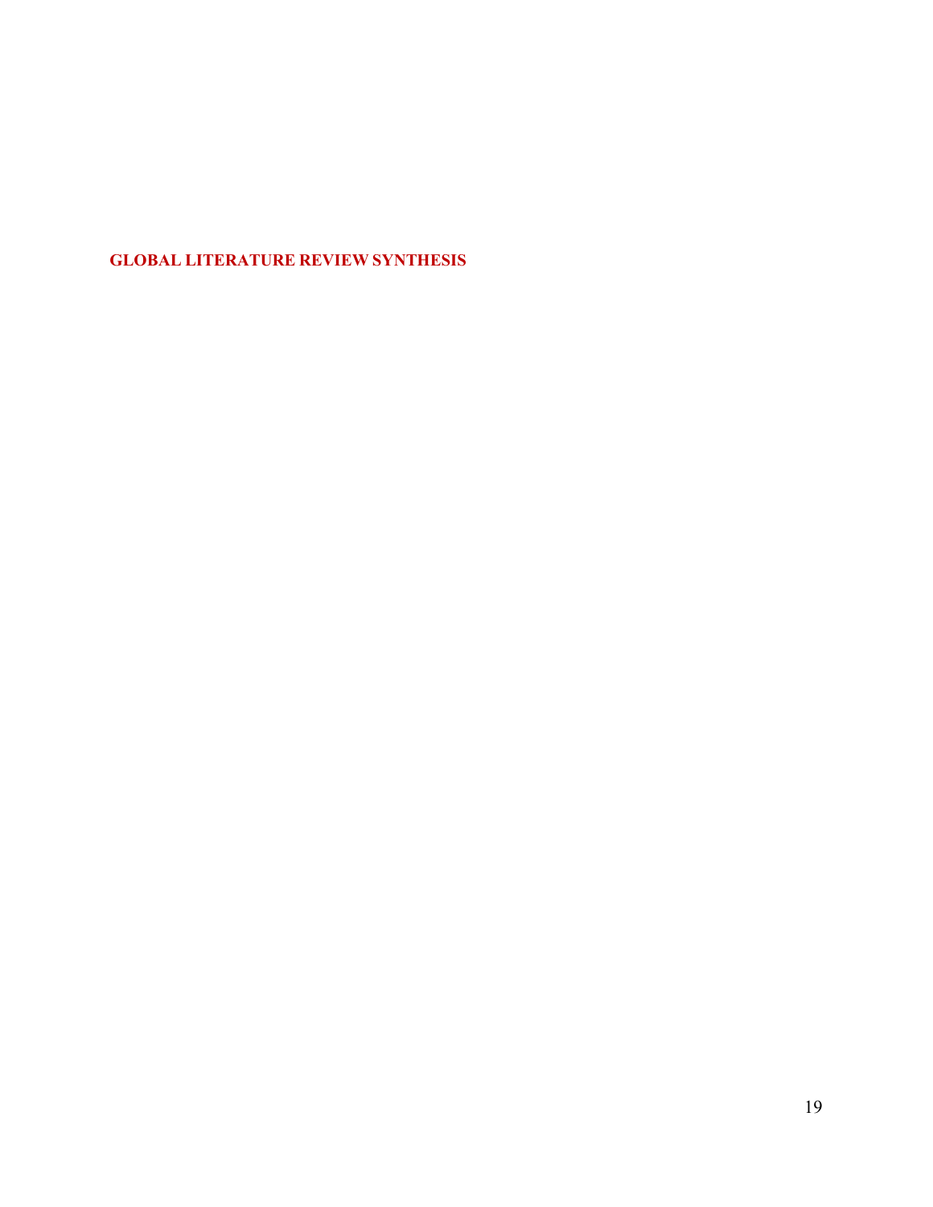# GLOBAL LITERATURE REVIEW SYNTHESIS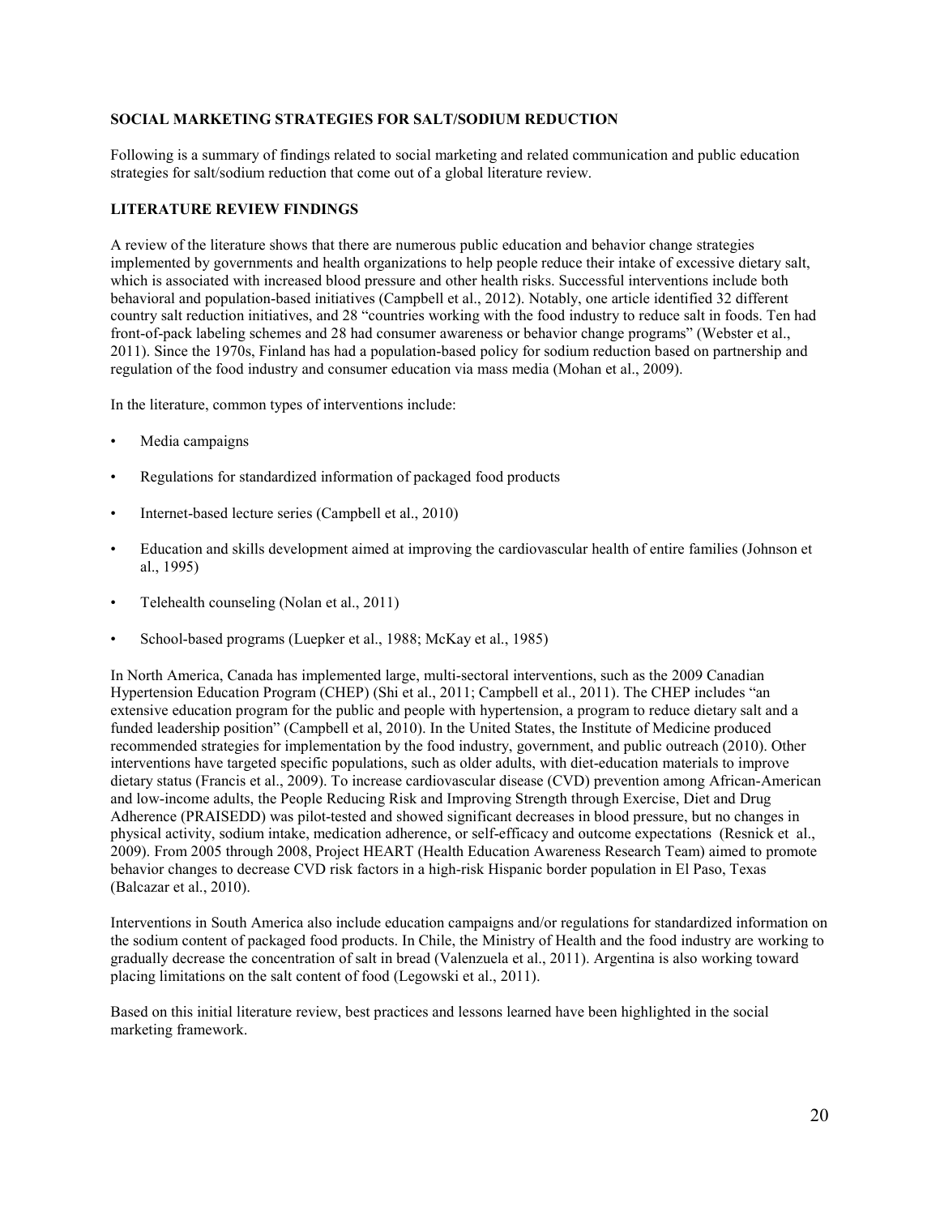## SOCIAL MARKETING STRATEGIES FOR SALT/SODIUM REDUCTION

Following is a summary of findings related to social marketing and related communication and public education strategies for salt/sodium reduction that come out of a global literature review.

### LITERATURE REVIEW FINDINGS

A review of the literature shows that there are numerous public education and behavior change strategies implemented by governments and health organizations to help people reduce their intake of excessive dietary salt, which is associated with increased blood pressure and other health risks. Successful interventions include both behavioral and population-based initiatives (Campbell et al., 2012). Notably, one article identified 32 different country salt reduction initiatives, and 28 "countries working with the food industry to reduce salt in foods. Ten had front-of-pack labeling schemes and 28 had consumer awareness or behavior change programs" (Webster et al., 2011). Since the 1970s, Finland has had a population-based policy for sodium reduction based on partnership and regulation of the food industry and consumer education via mass media (Mohan et al., 2009).

In the literature, common types of interventions include:

- Media campaigns
- Regulations for standardized information of packaged food products
- Internet-based lecture series (Campbell et al., 2010)
- Education and skills development aimed at improving the cardiovascular health of entire families (Johnson et al., 1995)
- Telehealth counseling (Nolan et al., 2011)
- School-based programs (Luepker et al., 1988; McKay et al., 1985)

In North America, Canada has implemented large, multi-sectoral interventions, such as the 2009 Canadian Hypertension Education Program (CHEP) (Shi et al., 2011; Campbell et al., 2011). The CHEP includes "an extensive education program for the public and people with hypertension, a program to reduce dietary salt and a funded leadership position" (Campbell et al, 2010). In the United States, the Institute of Medicine produced recommended strategies for implementation by the food industry, government, and public outreach (2010). Other interventions have targeted specific populations, such as older adults, with diet-education materials to improve dietary status (Francis et al., 2009). To increase cardiovascular disease (CVD) prevention among African-American and low-income adults, the People Reducing Risk and Improving Strength through Exercise, Diet and Drug Adherence (PRAISEDD) was pilot-tested and showed significant decreases in blood pressure, but no changes in physical activity, sodium intake, medication adherence, or self-efficacy and outcome expectations (Resnick et al., 2009). From 2005 through 2008, Project HEART (Health Education Awareness Research Team) aimed to promote behavior changes to decrease CVD risk factors in a high-risk Hispanic border population in El Paso, Texas (Balcazar et al., 2010).

Interventions in South America also include education campaigns and/or regulations for standardized information on the sodium content of packaged food products. In Chile, the Ministry of Health and the food industry are working to gradually decrease the concentration of salt in bread (Valenzuela et al., 2011). Argentina is also working toward placing limitations on the salt content of food (Legowski et al., 2011).

Based on this initial literature review, best practices and lessons learned have been highlighted in the social marketing framework.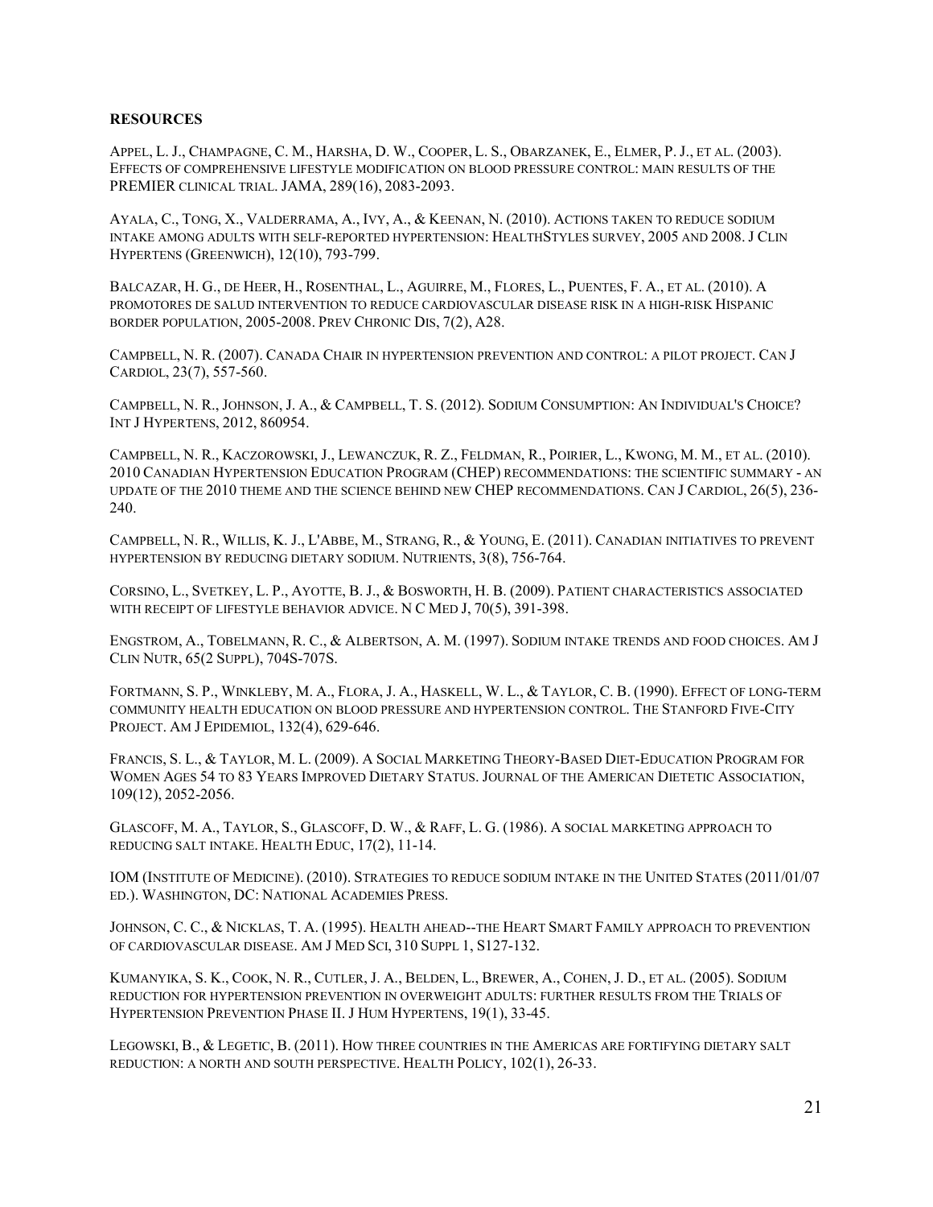**RESOURCES**

APPEL, L. J., CHAMPAGNE, C. M., HARSHA, D. W., COOPER, L. S., OBARZANEK, E., ELMER, P. J., ET AL. (2003). EFFECTS OF COMPREHENSIVE LIFESTYLE MODIFICATION ON BLOOD PRESSURE CONTROL: MAIN RESULTS OF THE PREMIER CLINICAL TRIAL. JAMA, 289(16), 2083-2093.

AYALA, C., TONG, X., VALDERRAMA, A., IVY, A., & KEENAN, N. (2010). ACTIONS TAKEN TO REDUCE SODIUM INTAKE AMONG ADULTS WITH SELF-REPORTED HYPERTENSION: HEALTHSTYLES SURVEY, 2005 AND 2008. J CLIN HYPERTENS (GREENWICH), 12(10), 793-799.

BALCAZAR, H. G., DE HEER, H., ROSENTHAL, L., AGUIRRE, M., FLORES, L., PUENTES, F. A., ET AL. (2010). A PROMOTORES DE SALUD INTERVENTION TO REDUCE CARDIOVASCULAR DISEASE RISK IN A HIGH-RISK HISPANIC BORDER POPULATION, 2005-2008. PREV CHRONIC DIS, 7(2), A28.

CAMPBELL, N. R. (2007). CANADA CHAIR IN HYPERTENSION PREVENTION AND CONTROL: A PILOT PROJECT. CAN J CARDIOL, 23(7), 557-560.

CAMPBELL, N. R., JOHNSON, J. A., & CAMPBELL, T. S. (2012). SODIUM CONSUMPTION: AN INDIVIDUAL'S CHOICE? INT J HYPERTENS, 2012, 860954.

CAMPBELL, N. R., KACZOROWSKI, J., LEWANCZUK, R. Z., FELDMAN, R., POIRIER, L., KWONG, M. M., ET AL. (2010). 2010 CANADIAN HYPERTENSION EDUCATION PROGRAM (CHEP) RECOMMENDATIONS: THE SCIENTIFIC SUMMARY - AN UPDATE OF THE 2010 THEME AND THE SCIENCE BEHIND NEW CHEP RECOMMENDATIONS. CAN J CARDIOL, 26(5), 236-240.

CAMPBELL, N. R., WILLIS, K. J., L'ABBE, M., STRANG, R., & YOUNG, E. (2011). CANADIAN INITIATIVES TO PREVENT HYPERTENSION BY REDUCING DIETARY SODIUM. NUTRIENTS, 3(8), 756-764.

CORSINO, L., SVETKEY, L. P., AYOTTE, B. J., & BOSWORTH, H. B. (2009). PATIENT CHARACTERISTICS ASSOCIATED WITH RECEIPT OF LIFESTYLE BEHAVIOR ADVICE. N C MED J, 70(5), 391-398.

ENGSTROM, A., TOBELMANN, R. C., & ALBERTSON, A. M. (1997). SODIUM INTAKE TRENDS AND FOOD CHOICES. AM J CLIN NUTR, 65(2 SUPPL), 704S-707S.

FORTMANN, S. P., WINKLEBY, M. A., FLORA, J. A., HASKELL, W. L., & TAYLOR, C. B. (1990). EFFECT OF LONG-TERM COMMUNITY HEALTH EDUCATION ON BLOOD PRESSURE AND HYPERTENSION CONTROL. THE STANFORD FIVE-CITY PROJECT. AM J EPIDEMIOL, 132(4), 629-646.

FRANCIS, S. L., & TAYLOR, M. L. (2009). A SOCIAL MARKETING THEORY-BASED DIET-EDUCATION PROGRAM FOR WOMEN AGES 54 TO 83 YEARS IMPROVED DIETARY STATUS. JOURNAL OF THE AMERICAN DIETETIC ASSOCIATION, 109(12), 2052-2056.

GLASCOFF, M. A., TAYLOR, S., GLASCOFF, D. W., & RAFF, L. G. (1986). A SOCIAL MARKETING APPROACH TO REDUCING SALT INTAKE. HEALTH EDUC, 17(2), 11-14.

IOM (INSTITUTE OF MEDICINE). (2010). STRATEGIES TO REDUCE SODIUM INTAKE IN THE UNITED STATES (2011/01/07 ED.). WASHINGTON, DC: NATIONAL ACADEMIES PRESS.

JOHNSON, C. C., & NICKLAS, T. A. (1995). HEALTH AHEAD--THE HEART SMART FAMILY APPROACH TO PREVENTION OF CARDIOVASCULAR DISEASE. AM J MED SCI, 310 SUPPL 1, S127-132.

KUMANYIKA, S. K., COOK, N. R., CUTLER, J. A., BELDEN, L., BREWER, A., COHEN, J. D., ET AL. (2005). SODIUM REDUCTION FOR HYPERTENSION PREVENTION IN OVERWEIGHT ADULTS: FURTHER RESULTS FROM THE TRIALS OF HYPERTENSION PREVENTION PHASE II. J HUM HYPERTENS, 19(1), 33-45.

LEGOWSKI, B., & LEGETIC, B. (2011). HOW THREE COUNTRIES IN THE AMERICAS ARE FORTIFYING DIETARY SALT REDUCTION: A NORTH AND SOUTH PERSPECTIVE. HEALTH POLICY, 102(1), 26-33.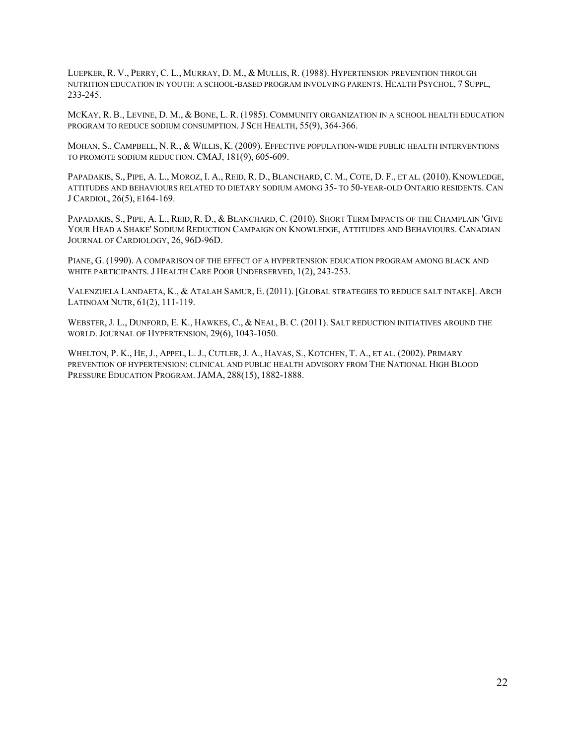Luepker, R. V., Perry, C. L., Murray, D. M., & Mullis, R. (1988). Hypertension prevention through nutrition education in youth: a school-based program involving parents. Health Psychol, 7 Suppl, 233-245.

McKay, R. B., Levine, D. M., & Bone, L. R. (1985). Community organization in a school health education program to reduce sodium consumption. J Sch Health, 55(9), 364-366.

Mohan, S., Campbell, N. R., & Willis, K. (2009). Effective population-wide public health interventions to promote sodium reduction. CMAJ, 181(9), 605-609.

Papadakis, S., Pipe, A. L., Moroz, I. A., Reid, R. D., Blanchard, C. M., Cote, D. F., et al. (2010). Knowledge, attitudes and behaviours related to dietary sodium among 35- to 50-year-old Ontario residents. Can J Cardiol, 26(5), e164-169.

Papadakis, S., Pipe, A. L., Reid, R. D., & Blanchard, C. (2010). Short Term Impacts of the Champlain 'Give Your Head a Shake' Sodium Reduction Campaign on Knowledge, Attitudes and Behaviours. Canadian Journal of Cardiology, 26, 96D-96D.

Piane, G. (1990). A comparison of the effect of a hypertension education program among black and white participants. J Health Care Poor Underserved, 1(2), 243-253.

Valenzuela Landaeta, K., & Atalah Samur, E. (2011). [Global strategies to reduce salt intake]. Arch Latinoam Nutr, 61(2), 111-119.

Webster, J. L., Dunford, E. K., Hawkes, C., & Neal, B. C. (2011). Salt reduction initiatives around the world. Journal of Hypertension, 29(6), 1043-1050.

Whelton, P. K., He, J., Appel, L. J., Cutler, J. A., Havas, S., Kotchen, T. A., et al. (2002). Primary prevention of hypertension: clinical and public health advisory from The National High Blood Pressure Education Program. JAMA, 288(15), 1882-1888.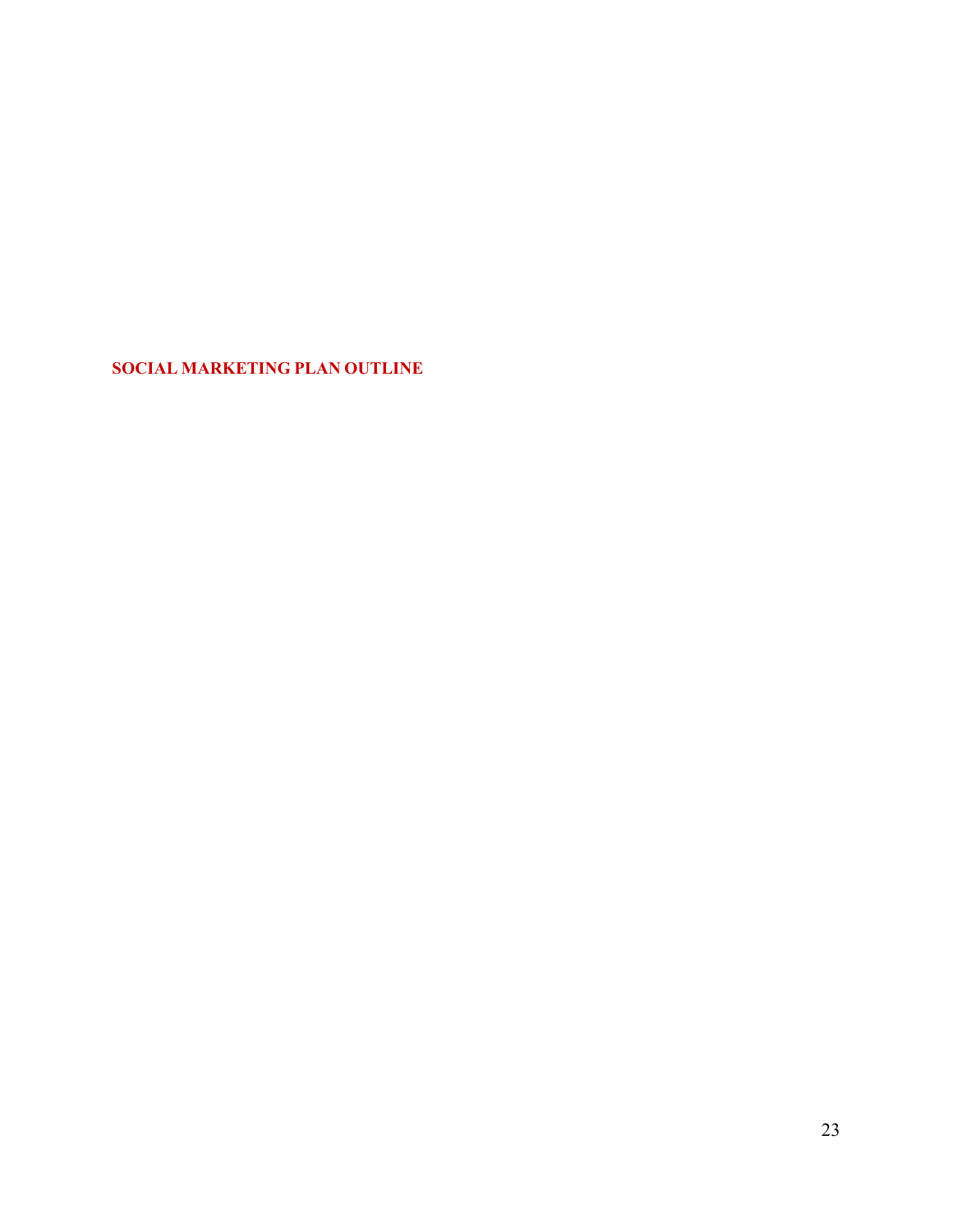# SOCIAL MARKETING PLAN OUTLINE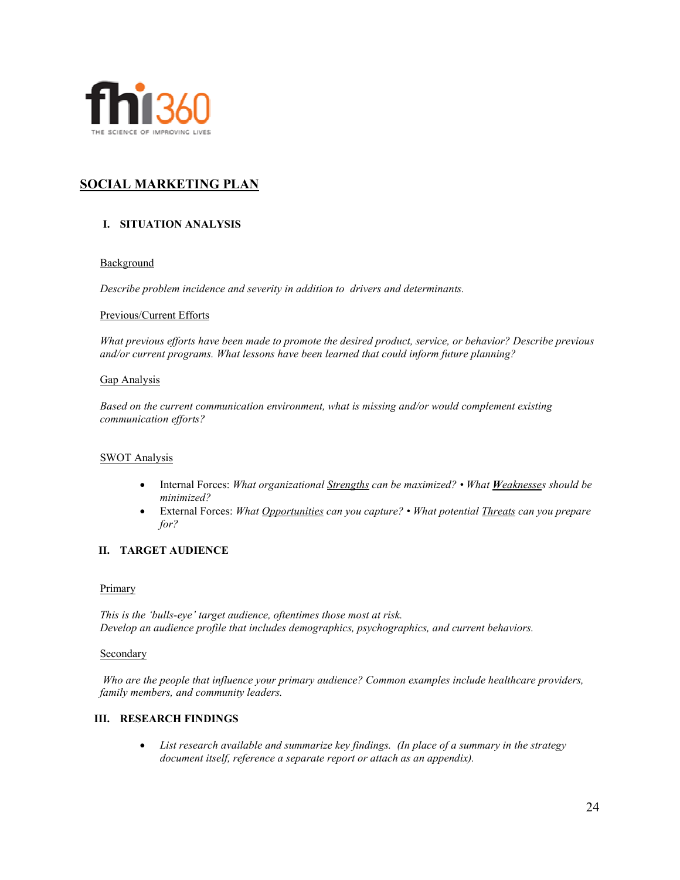# SOCIAL MARKETING PLAN

## I. SITUATION ANALYSIS

Background

*Describe problem incidence and severity in addition to drivers and determinants.*

Previous/Current Efforts

*What previous efforts have been made to promote the desired product, service, or behavior? Describe previous and/or current programs. What lessons have been learned that could inform future planning?*

Gap Analysis

*Based on the current communication environment, what is missing and/or would complement existing communication efforts?*

SWOT Analysis

- Internal Forces: *What organizational Strengths can be maximized? • What **Weaknesses** should be minimized?*
- External Forces: *What Opportunities can you capture? • What potential Threats can you prepare for?*

## II. TARGET AUDIENCE

Primary

*This is the 'bulls-eye' target audience, oftentimes those most at risk.*
*Develop an audience profile that includes demographics, psychographics, and current behaviors.*

Secondary

*Who are the people that influence your primary audience? Common examples include healthcare providers, family members, and community leaders.*

## III. RESEARCH FINDINGS

- *List research available and summarize key findings. (In place of a summary in the strategy document itself, reference a separate report or attach as an appendix).*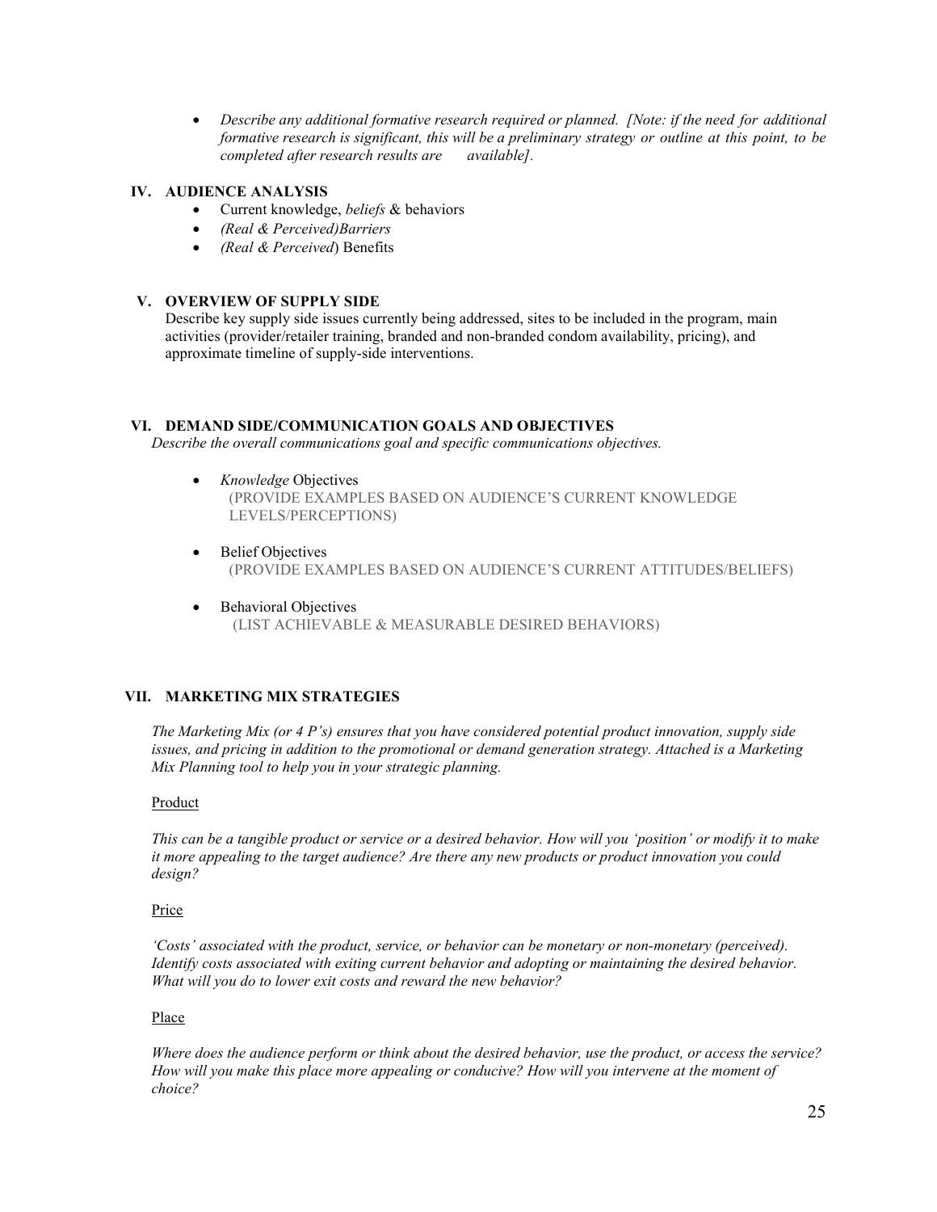- *Describe any additional formative research required or planned. [Note: if the need for additional formative research is significant, this will be a preliminary strategy or outline at this point, to be completed after research results are available].*

## IV. AUDIENCE ANALYSIS

- Current knowledge, *beliefs* & behaviors
- *(Real & Perceived)Barriers*
- *(Real & Perceived*) Benefits

## V. OVERVIEW OF SUPPLY SIDE

Describe key supply side issues currently being addressed, sites to be included in the program, main activities (provider/retailer training, branded and non-branded condom availability, pricing), and approximate timeline of supply-side interventions.

## VI. DEMAND SIDE/COMMUNICATION GOALS AND OBJECTIVES

*Describe the overall communications goal and specific communications objectives.*

- *Knowledge* Objectives
  (PROVIDE EXAMPLES BASED ON AUDIENCE'S CURRENT KNOWLEDGE LEVELS/PERCEPTIONS)

- Belief Objectives
  (PROVIDE EXAMPLES BASED ON AUDIENCE'S CURRENT ATTITUDES/BELIEFS)

- Behavioral Objectives
  (LIST ACHIEVABLE & MEASURABLE DESIRED BEHAVIORS)

## VII. MARKETING MIX STRATEGIES

*The Marketing Mix (or 4 P's) ensures that you have considered potential product innovation, supply side issues, and pricing in addition to the promotional or demand generation strategy. Attached is a Marketing Mix Planning tool to help you in your strategic planning.*

<u>Product</u>

*This can be a tangible product or service or a desired behavior. How will you 'position' or modify it to make it more appealing to the target audience? Are there any new products or product innovation you could design?*

<u>Price</u>

*'Costs' associated with the product, service, or behavior can be monetary or non-monetary (perceived). Identify costs associated with exiting current behavior and adopting or maintaining the desired behavior. What will you do to lower exit costs and reward the new behavior?*

<u>Place</u>

*Where does the audience perform or think about the desired behavior, use the product, or access the service? How will you make this place more appealing or conducive? How will you intervene at the moment of choice?*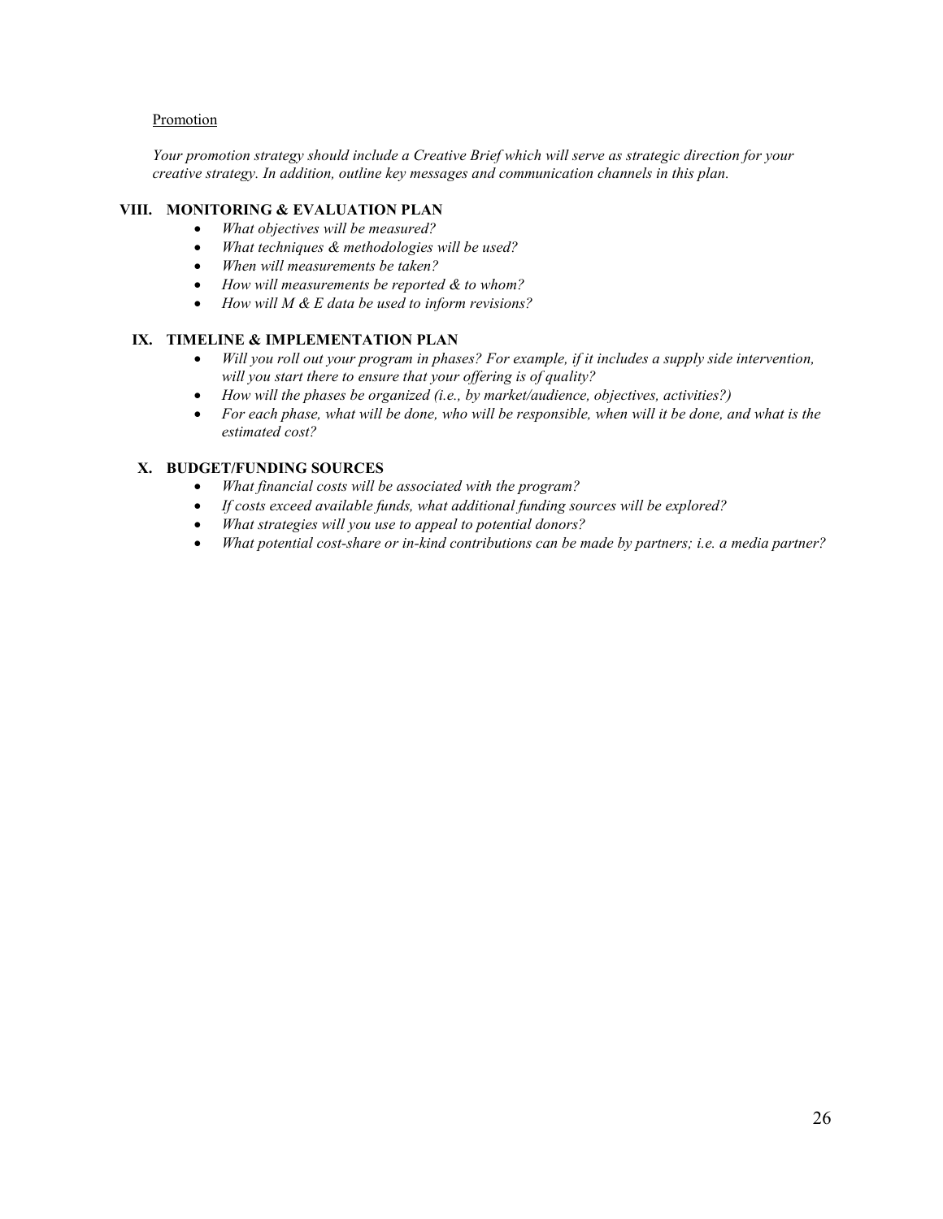Promotion

*Your promotion strategy should include a Creative Brief which will serve as strategic direction for your creative strategy. In addition, outline key messages and communication channels in this plan.*

## VIII. MONITORING & EVALUATION PLAN

- *What objectives will be measured?*
- *What techniques & methodologies will be used?*
- *When will measurements be taken?*
- *How will measurements be reported & to whom?*
- *How will M & E data be used to inform revisions?*

## IX. TIMELINE & IMPLEMENTATION PLAN

- *Will you roll out your program in phases? For example, if it includes a supply side intervention, will you start there to ensure that your offering is of quality?*
- *How will the phases be organized (i.e., by market/audience, objectives, activities?)*
- *For each phase, what will be done, who will be responsible, when will it be done, and what is the estimated cost?*

## X. BUDGET/FUNDING SOURCES

- *What financial costs will be associated with the program?*
- *If costs exceed available funds, what additional funding sources will be explored?*
- *What strategies will you use to appeal to potential donors?*
- *What potential cost-share or in-kind contributions can be made by partners; i.e. a media partner?*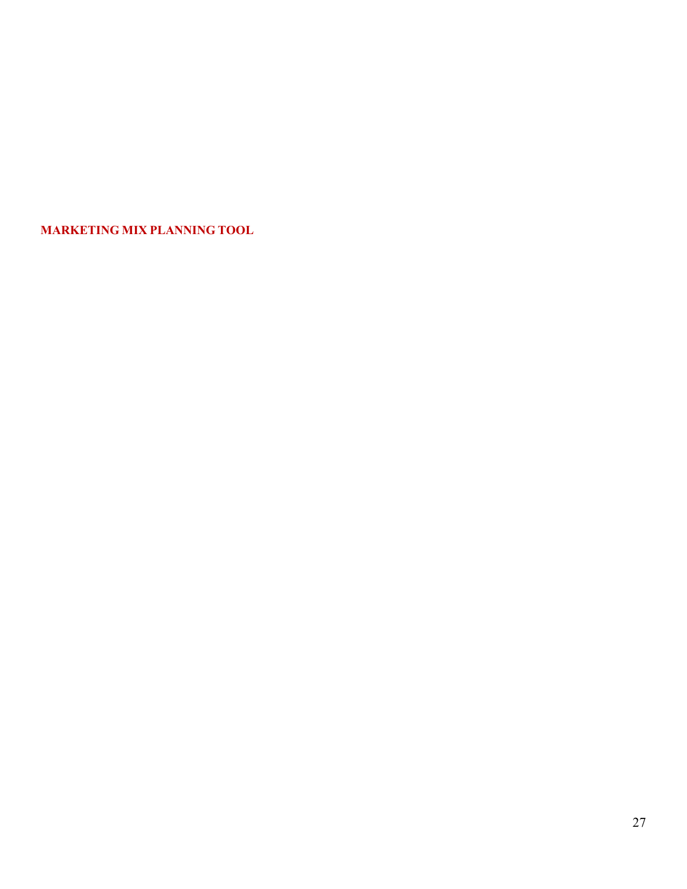## MARKETING MIX PLANNING TOOL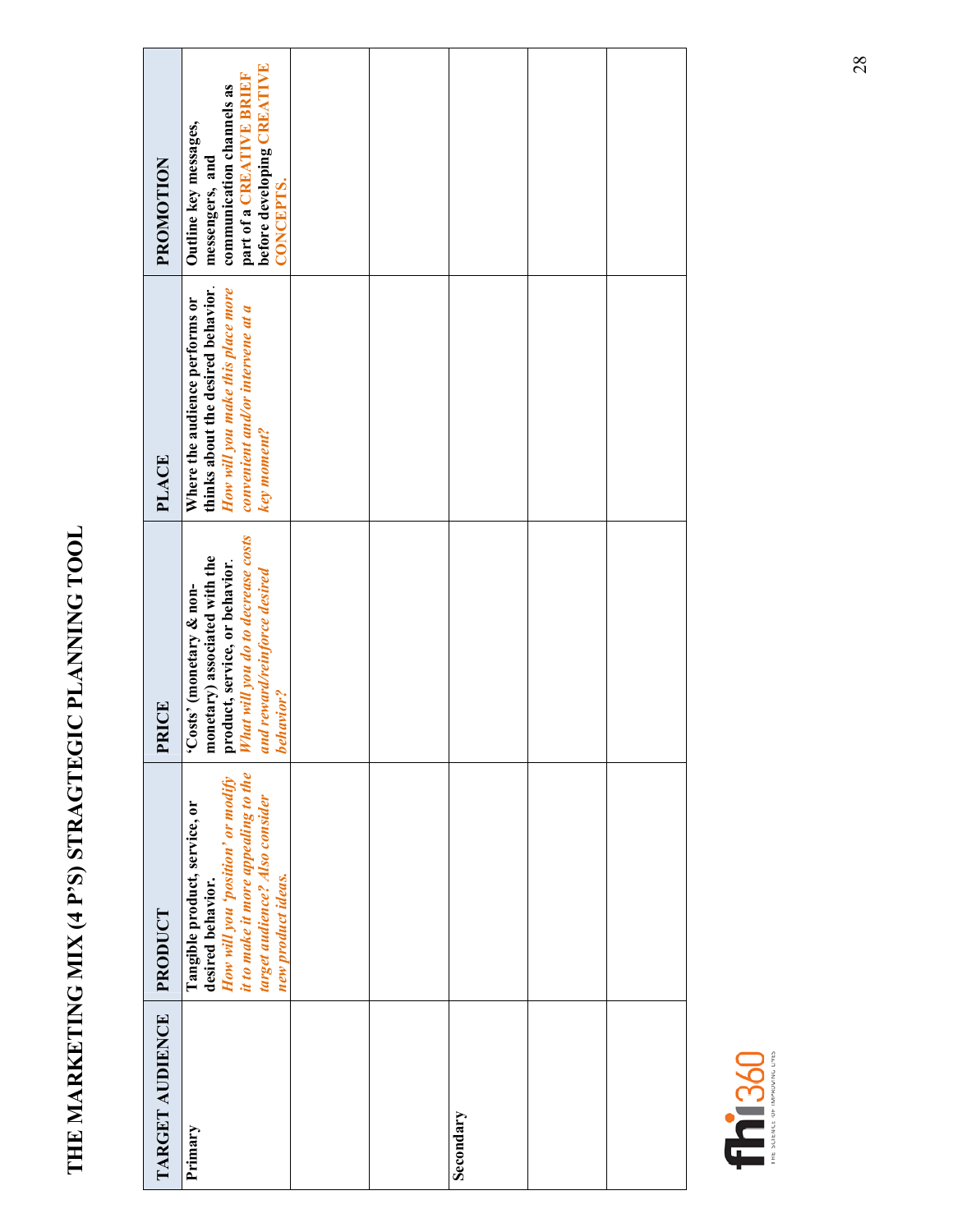# THE MARKETING MIX (4 P'S) STRAGTEGIC PLANNING TOOL

| TARGET AUDIENCE | PRODUCT | PRICE | PLACE | PROMOTION |
|---|---|---|---|---|
| Primary | **Tangible product, service, or desired behavior.** ***How will you 'position' or modify it to make it more appealing to the target audience? Also consider new product ideas.*** | **'Costs' (monetary & non-monetary) associated with the product, service, or behavior.** ***What will you do to decrease costs and reward/reinforce desired behavior?*** | **Where the audience performs or thinks about the desired behavior.** ***How will you make this place more convenient and/or intervene at a key moment?*** | **Outline key messages, messengers, and communication channels as part of a CREATIVE BRIEF before developing CREATIVE CONCEPTS.** |
| | | | | |
| | | | | |
| Secondary | | | | |
| | | | | |
| | | | | |

fhi360 THE SCIENCE OF IMPROVING LIVES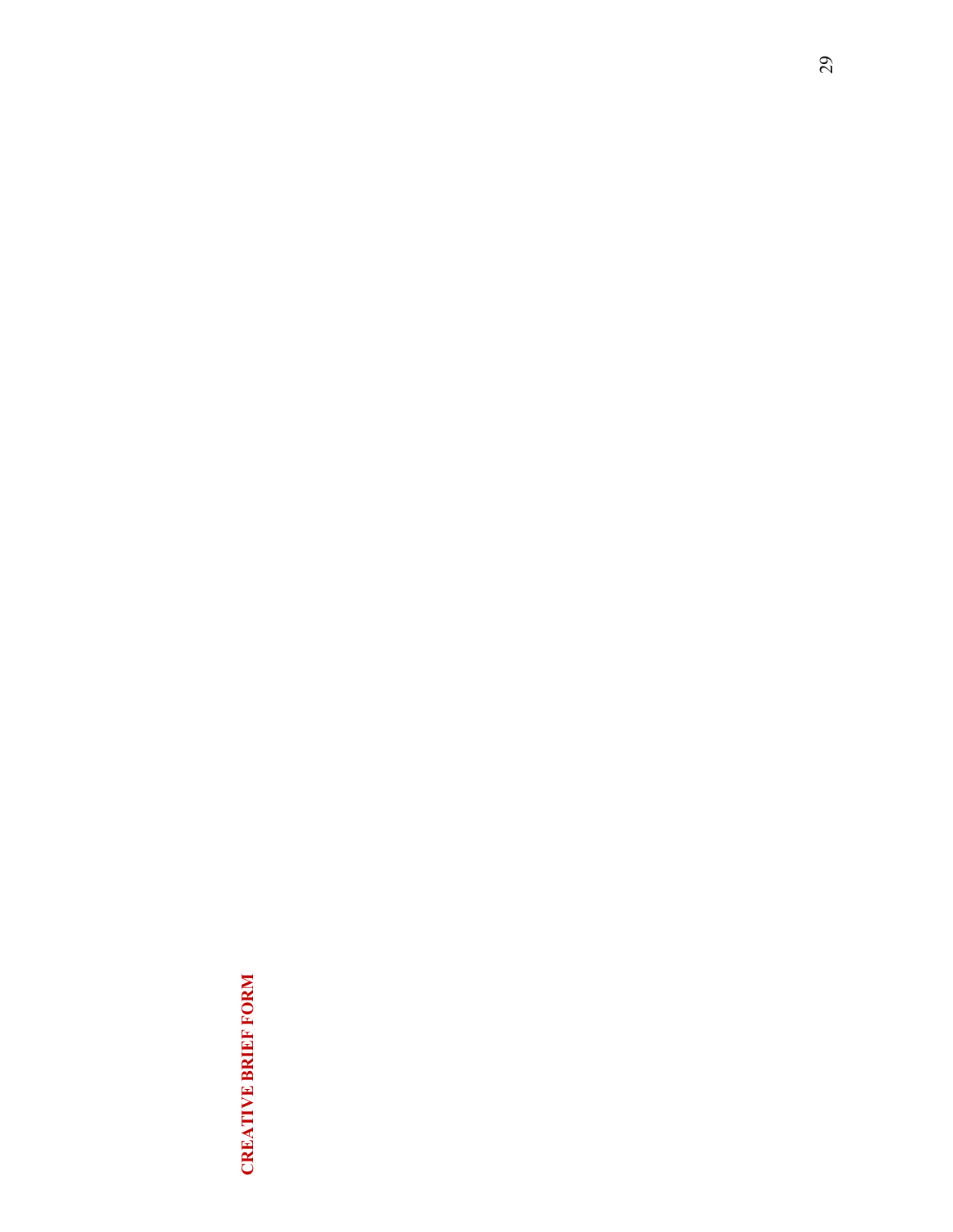# CREATIVE BRIEF FORM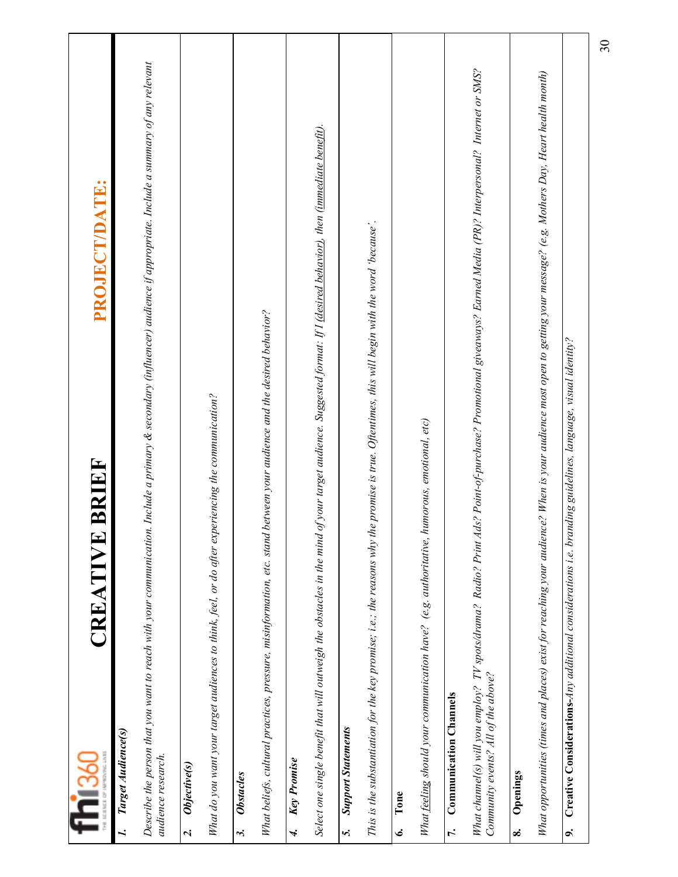**fhi360** THE SCIENCE OF IMPROVING LIVES

# CREATIVE BRIEF

**PROJECT/DATE:**

| |
|---|
| ***1. Target Audience(s)*** |
| *Describe the person that you want to reach with your communication. Include a primary & secondary (influencer) audience if appropriate. Include a summary of any relevant audience research.* |
| ***2. Objective(s)*** |
| *What do you want your target audiences to think, feel, or do after experiencing the communication?* |
| ***3. Obstacles*** |
| *What beliefs, cultural practices, pressure, misinformation, etc. stand between your audience and the desired behavior?* |
| ***4. Key Promise*** |
| *Select one single benefit that will outweigh the obstacles in the mind of your target audience. Suggested format: If I (desired behavior), then (immediate benefit).* |
| ***5. Support Statements*** |
| *This is the substantiation for the key promise; i.e.; the reasons why the promise is true. Oftentimes, this will begin with the word 'because'.* |
| **6. Tone** |
| *What feeling should your communication have? (e.g. authoritative, humorous, emotional, etc)* |
| **7. Communication Channels** |
| *What channel(s) will you employ? TV spots/drama? Radio? Print Ads? Point-of-purchase? Promotional giveaways? Earned Media (PR)? Interpersonal? Internet or SMS? Community events? All of the above?* |
| **8. Openings** |
| *What opportunities (times and places) exist for reaching your audience? When is your audience most open to getting your message? (e.g. Mothers Day, Heart health month)* |
| **9. Creative Considerations**-*Any additional considerations i.e. branding guidelines, language, visual identity?* |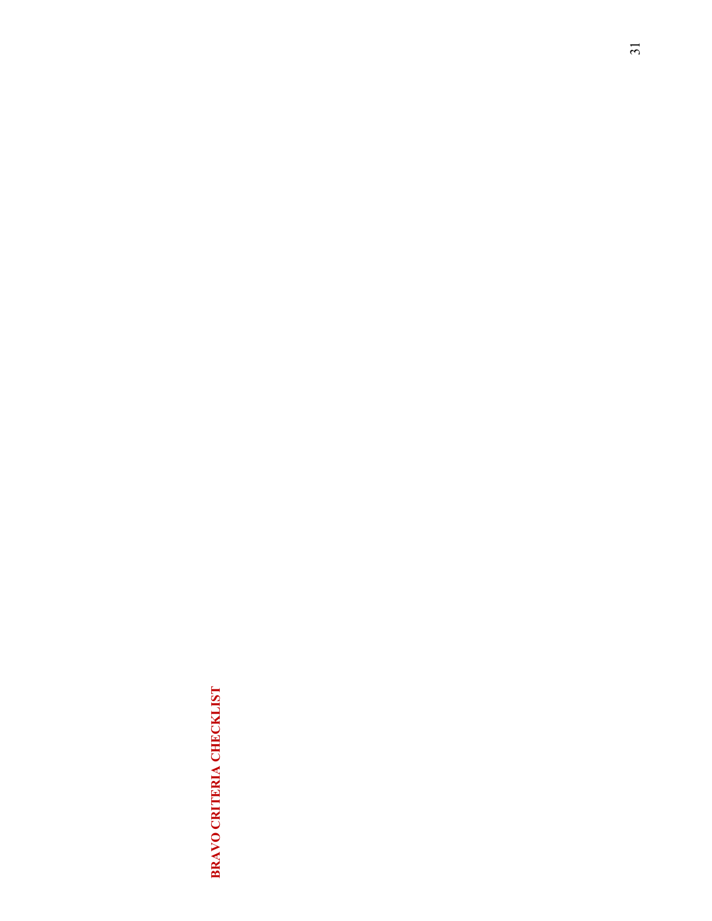# BRAVO CRITERIA CHECKLIST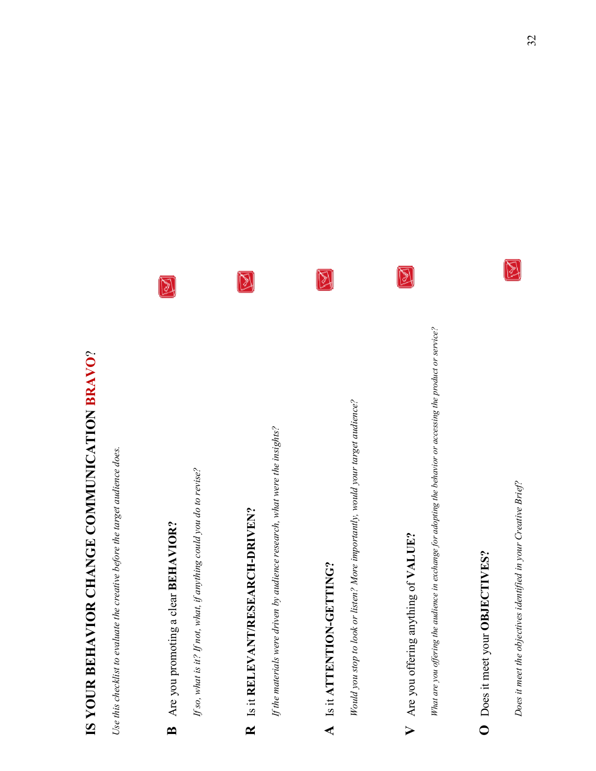# IS YOUR BEHAVIOR CHANGE COMMUNICATION BRAVO?

*Use this checklist to evaluate the creative before the target audience does.*

**B** Are you promoting a clear **BEHAVIOR?**

*If so, what is it? If not, what, if anything could you do to revise?*

**R** Is it **RELEVANT/RESEARCH-DRIVEN?**

*If the materials were driven by audience research, what were the insights?*

**A** Is it **ATTENTION-GETTING?**

*Would you stop to look or listen? More importantly, would your target audience?*

**V** Are you offering anything of **VALUE?**

*What are you offering the audience in exchange for adopting the behavior or accessing the product or service?*

**O** Does it meet your **OBJECTIVES?**

*Does it meet the objectives identified in your Creative Brief?*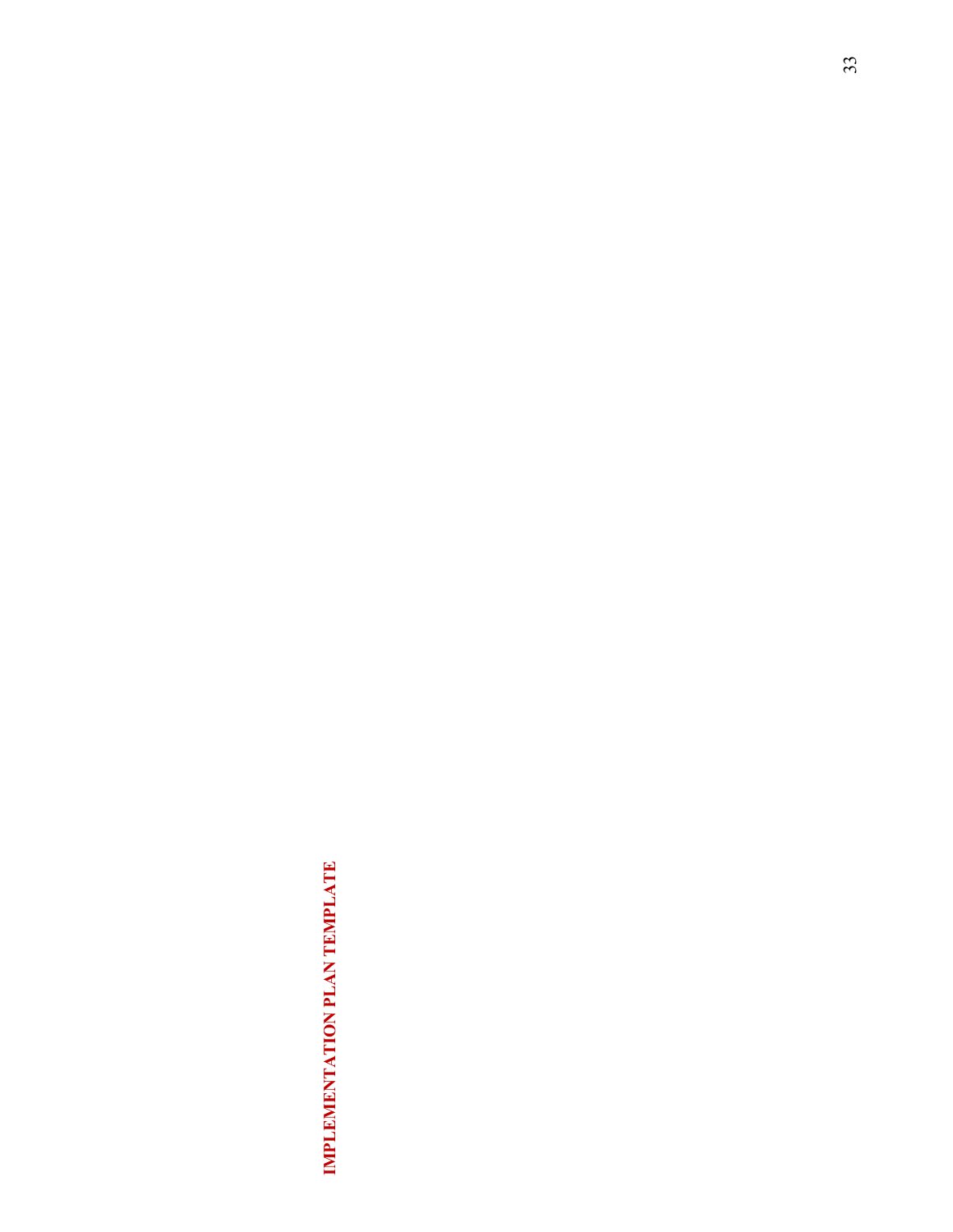# IMPLEMENTATION PLAN TEMPLATE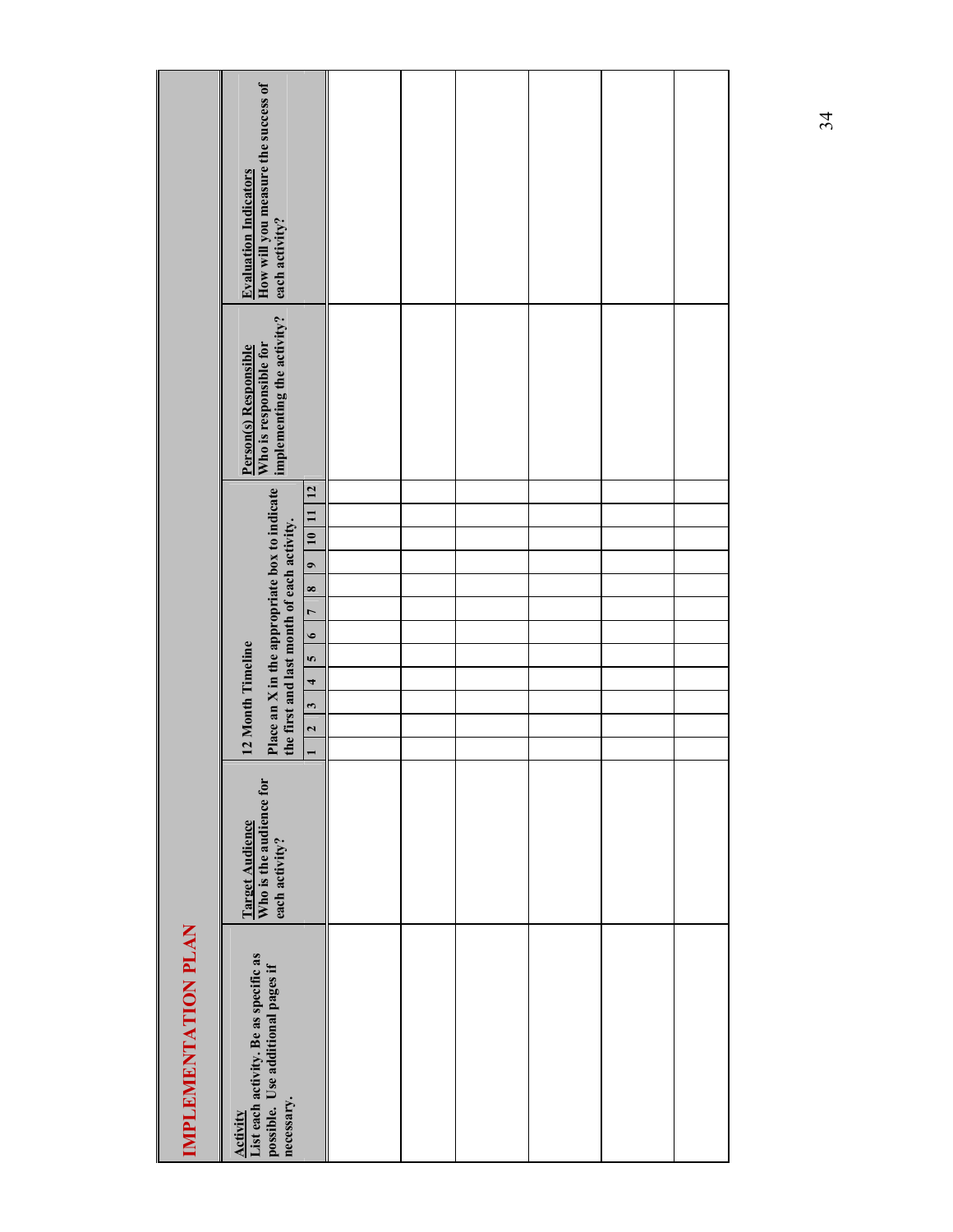# IMPLEMENTATION PLAN

| **Activity** List each activity. Be as specific as possible. Use additional pages if necessary. | **Target Audience** Who is the audience for each activity? | **12 Month Timeline** Place an X in the appropriate box to indicate the first and last month of each activity. | | | | | | | | | | | | **Person(s) Responsible** Who is responsible for implementing the activity? | **Evaluation Indicators** How will you measure the success of each activity? |
|---|---|---|---|---|---|---|---|---|---|---|---|---|---|---|---|
| | | 1 | 2 | 3 | 4 | 5 | 6 | 7 | 8 | 9 | 10 | 11 | 12 | | |
| | | | | | | | | | | | | | | | |
| | | | | | | | | | | | | | | | |
| | | | | | | | | | | | | | | | |
| | | | | | | | | | | | | | | | |
| | | | | | | | | | | | | | | | |
| | | | | | | | | | | | | | | | |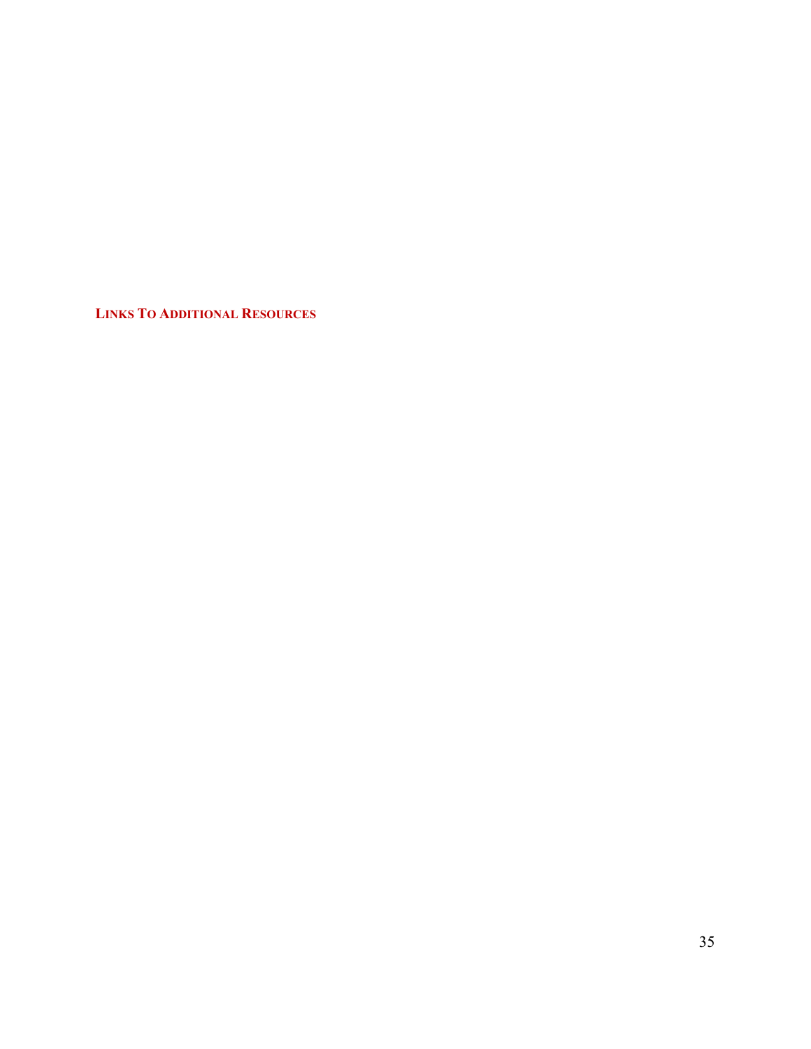## LINKS TO ADDITIONAL RESOURCES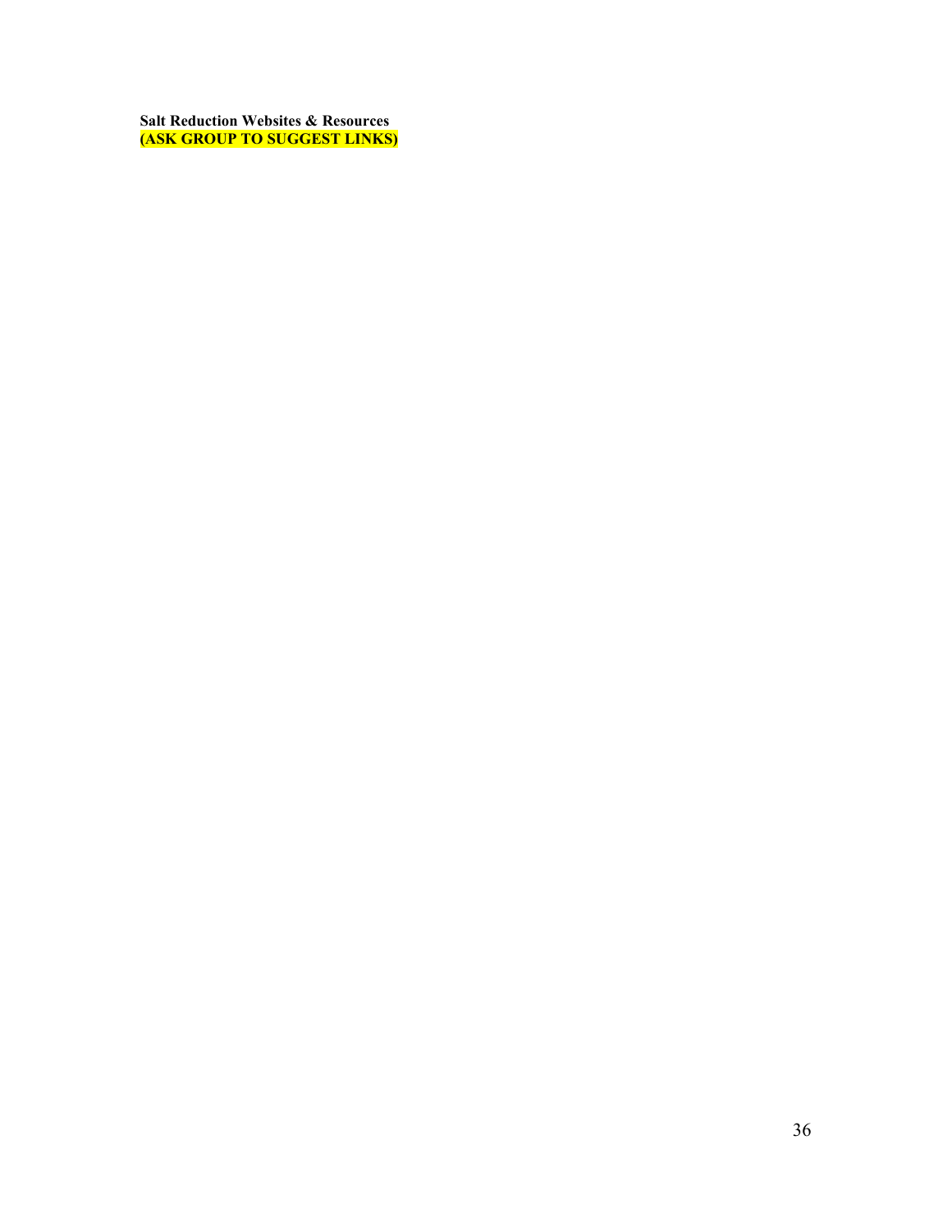**Salt Reduction Websites & Resources**
**(ASK GROUP TO SUGGEST LINKS)**